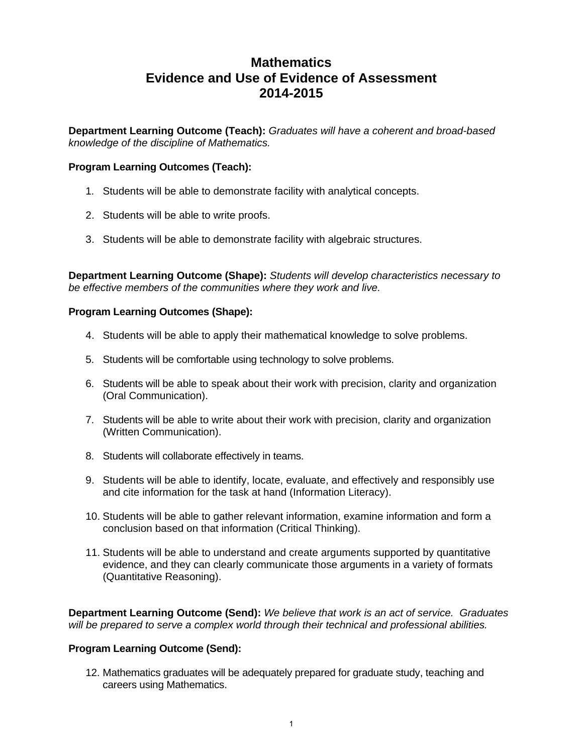# Mathematics
# Evidence and Use of Evidence of Assessment
# 2014-2015

**Department Learning Outcome (Teach):** *Graduates will have a coherent and broad-based knowledge of the discipline of Mathematics.*

**Program Learning Outcomes (Teach):**

1. Students will be able to demonstrate facility with analytical concepts.

2. Students will be able to write proofs.

3. Students will be able to demonstrate facility with algebraic structures.

**Department Learning Outcome (Shape):** *Students will develop characteristics necessary to be effective members of the communities where they work and live.*

**Program Learning Outcomes (Shape):**

4. Students will be able to apply their mathematical knowledge to solve problems.

5. Students will be comfortable using technology to solve problems.

6. Students will be able to speak about their work with precision, clarity and organization (Oral Communication).

7. Students will be able to write about their work with precision, clarity and organization (Written Communication).

8. Students will collaborate effectively in teams.

9. Students will be able to identify, locate, evaluate, and effectively and responsibly use and cite information for the task at hand (Information Literacy).

10. Students will be able to gather relevant information, examine information and form a conclusion based on that information (Critical Thinking).

11. Students will be able to understand and create arguments supported by quantitative evidence, and they can clearly communicate those arguments in a variety of formats (Quantitative Reasoning).

**Department Learning Outcome (Send):** *We believe that work is an act of service. Graduates will be prepared to serve a complex world through their technical and professional abilities.*

**Program Learning Outcome (Send):**

12. Mathematics graduates will be adequately prepared for graduate study, teaching and careers using Mathematics.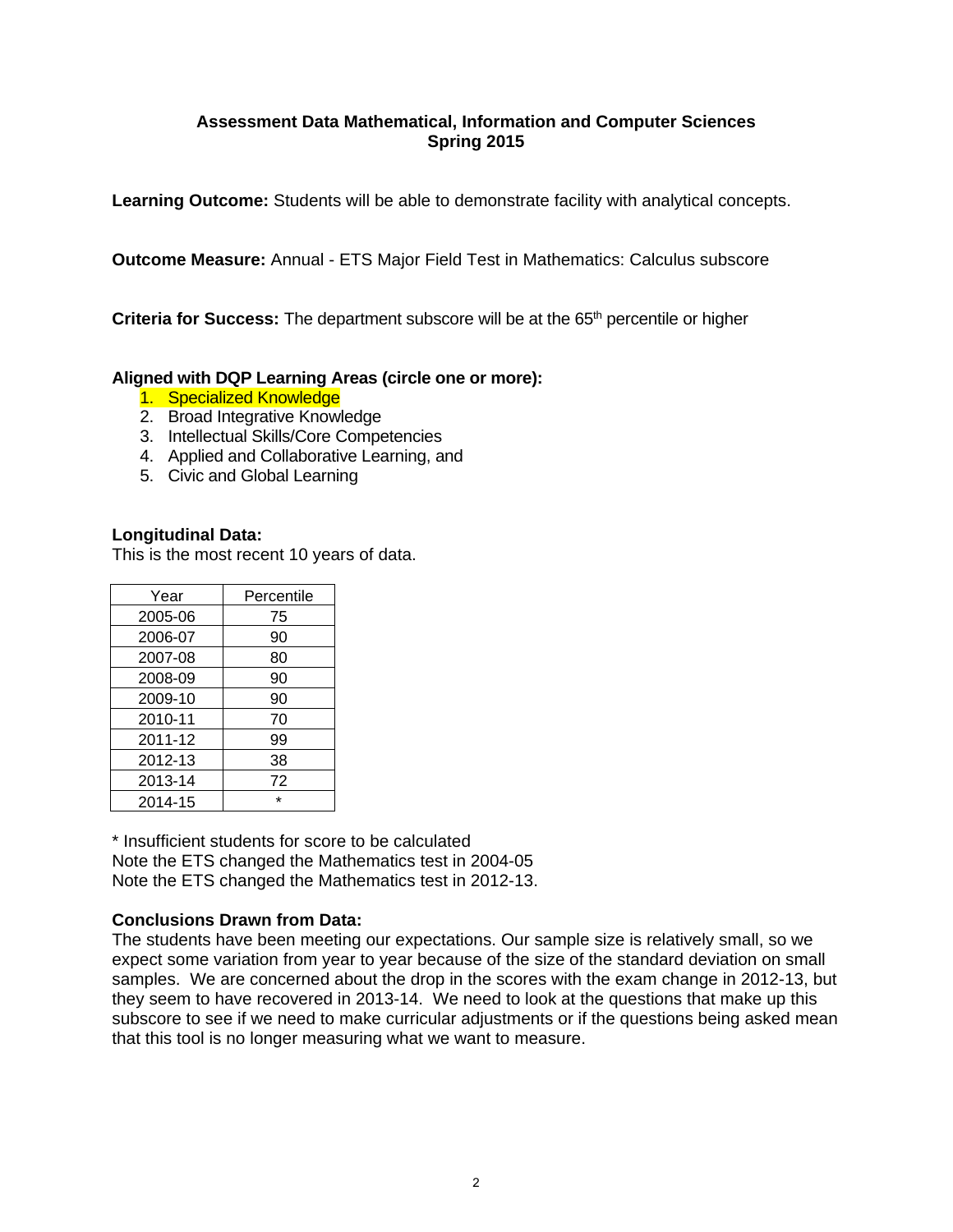**Assessment Data Mathematical, Information and Computer Sciences**
**Spring 2015**

**Learning Outcome:** Students will be able to demonstrate facility with analytical concepts.

**Outcome Measure:** Annual - ETS Major Field Test in Mathematics: Calculus subscore

**Criteria for Success:** The department subscore will be at the 65th percentile or higher

**Aligned with DQP Learning Areas (circle one or more):**

1. Specialized Knowledge
2. Broad Integrative Knowledge
3. Intellectual Skills/Core Competencies
4. Applied and Collaborative Learning, and
5. Civic and Global Learning

**Longitudinal Data:**
This is the most recent 10 years of data.

| Year | Percentile |
|---|---|
| 2005-06 | 75 |
| 2006-07 | 90 |
| 2007-08 | 80 |
| 2008-09 | 90 |
| 2009-10 | 90 |
| 2010-11 | 70 |
| 2011-12 | 99 |
| 2012-13 | 38 |
| 2013-14 | 72 |
| 2014-15 | * |

* Insufficient students for score to be calculated
Note the ETS changed the Mathematics test in 2004-05
Note the ETS changed the Mathematics test in 2012-13.

**Conclusions Drawn from Data:**
The students have been meeting our expectations. Our sample size is relatively small, so we expect some variation from year to year because of the size of the standard deviation on small samples. We are concerned about the drop in the scores with the exam change in 2012-13, but they seem to have recovered in 2013-14. We need to look at the questions that make up this subscore to see if we need to make curricular adjustments or if the questions being asked mean that this tool is no longer measuring what we want to measure.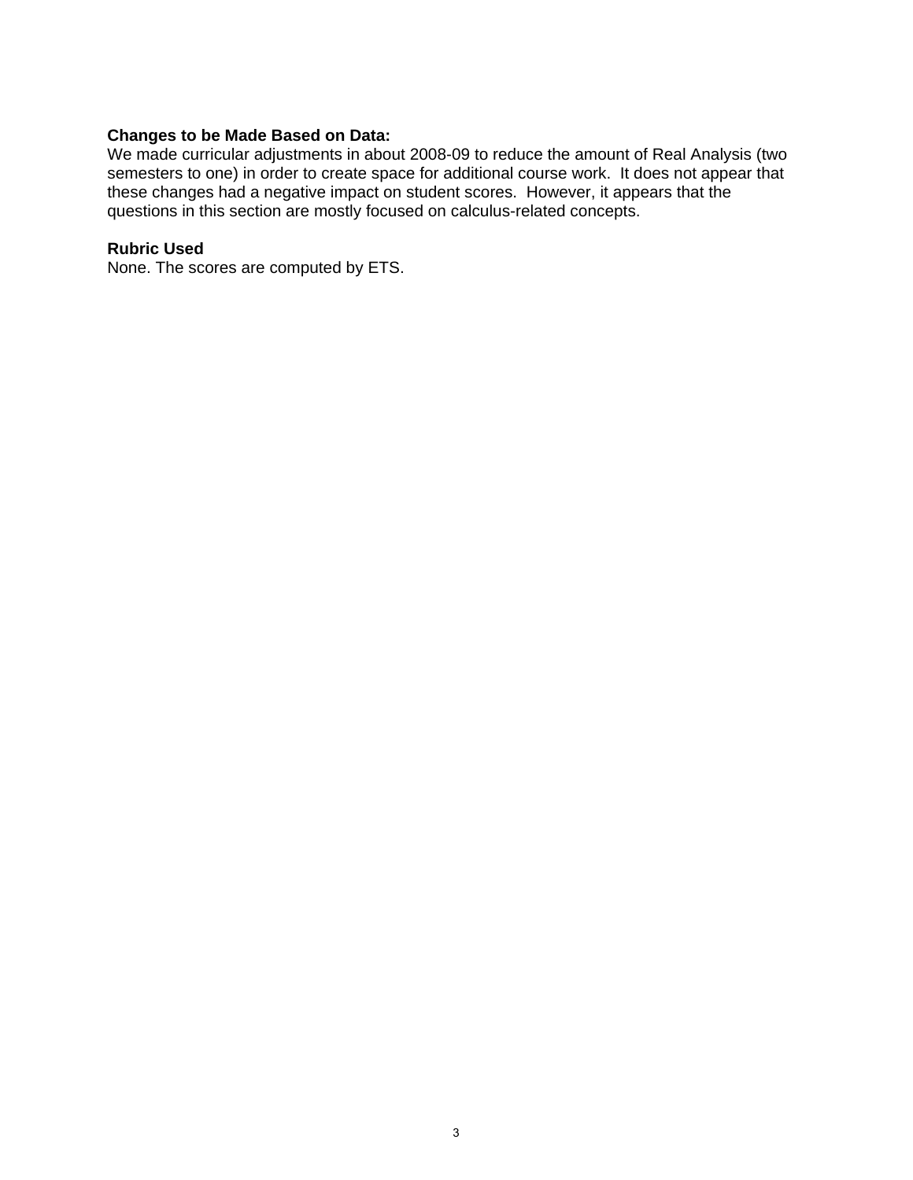**Changes to be Made Based on Data:**
We made curricular adjustments in about 2008-09 to reduce the amount of Real Analysis (two semesters to one) in order to create space for additional course work. It does not appear that these changes had a negative impact on student scores. However, it appears that the questions in this section are mostly focused on calculus-related concepts.

**Rubric Used**
None. The scores are computed by ETS.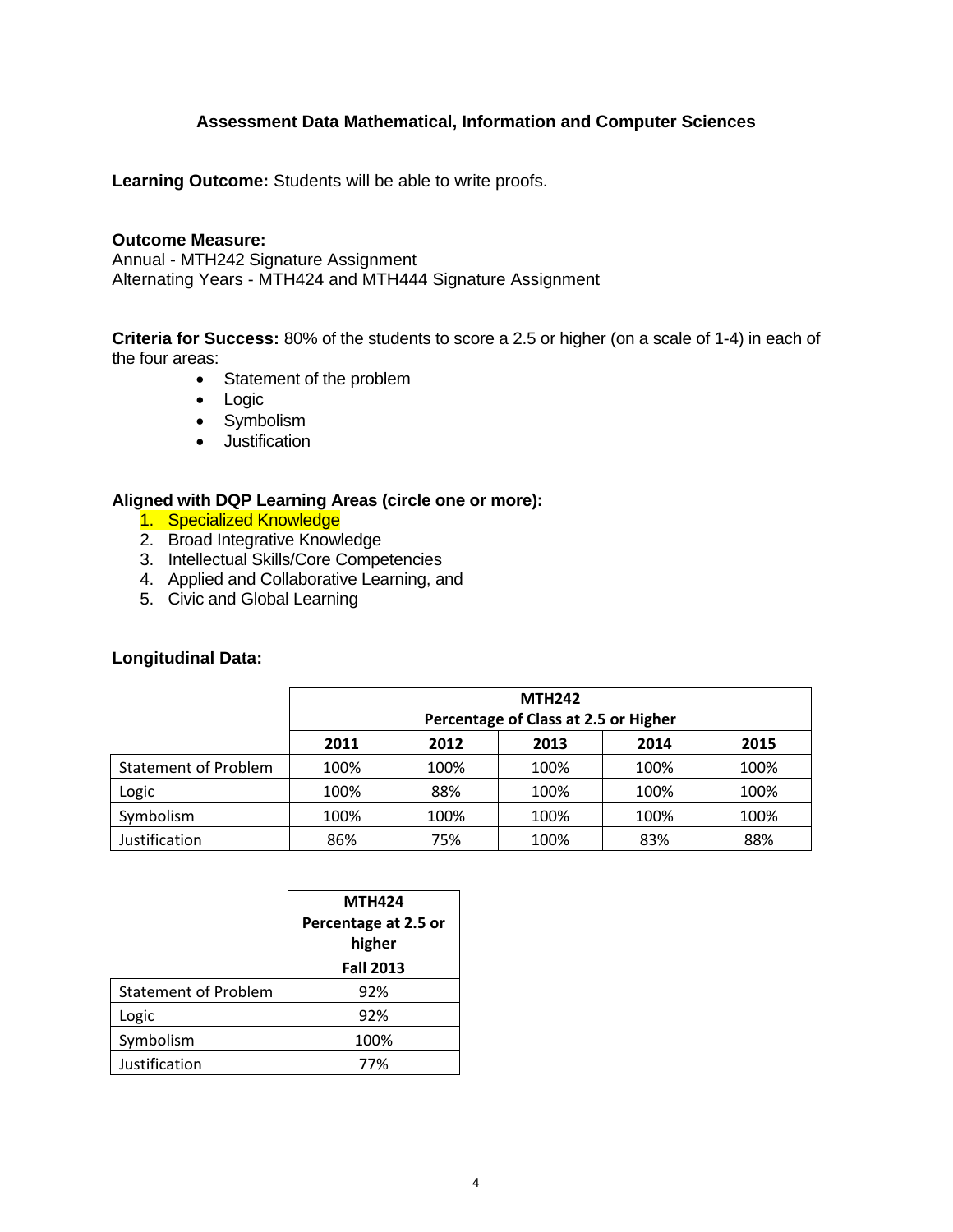### Assessment Data Mathematical, Information and Computer Sciences

**Learning Outcome:** Students will be able to write proofs.

**Outcome Measure:**
Annual - MTH242 Signature Assignment
Alternating Years - MTH424 and MTH444 Signature Assignment

**Criteria for Success:** 80% of the students to score a 2.5 or higher (on a scale of 1-4) in each of the four areas:

- Statement of the problem
- Logic
- Symbolism
- Justification

**Aligned with DQP Learning Areas (circle one or more):**

1. Specialized Knowledge
2. Broad Integrative Knowledge
3. Intellectual Skills/Core Competencies
4. Applied and Collaborative Learning, and
5. Civic and Global Learning

**Longitudinal Data:**

| | MTH242 Percentage of Class at 2.5 or Higher | | | | |
|---|---|---|---|---|---|
| | 2011 | 2012 | 2013 | 2014 | 2015 |
| Statement of Problem | 100% | 100% | 100% | 100% | 100% |
| Logic | 100% | 88% | 100% | 100% | 100% |
| Symbolism | 100% | 100% | 100% | 100% | 100% |
| Justification | 86% | 75% | 100% | 83% | 88% |

| | MTH424 Percentage at 2.5 or higher |
|---|---|
| | Fall 2013 |
| Statement of Problem | 92% |
| Logic | 92% |
| Symbolism | 100% |
| Justification | 77% |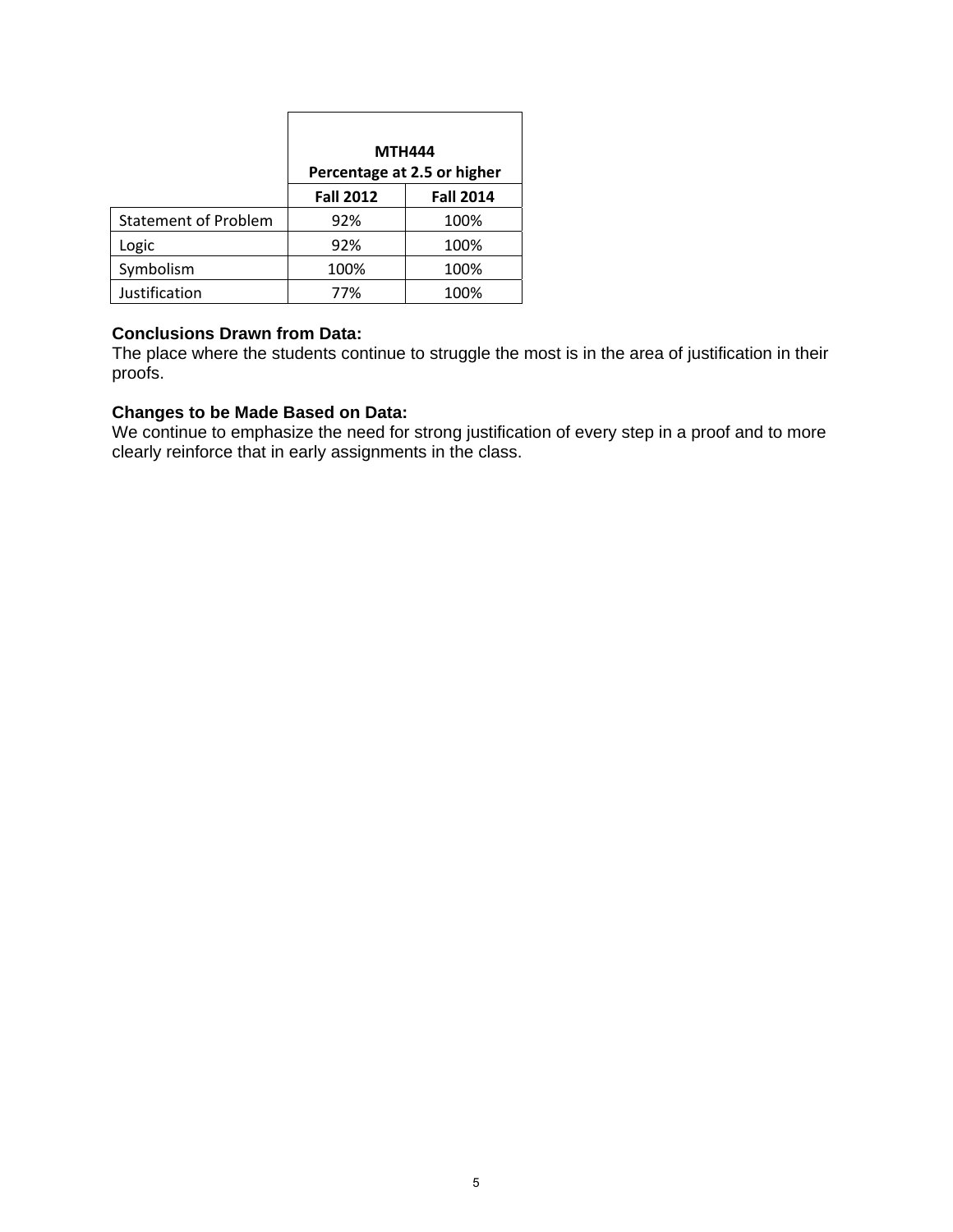| | MTH444 Percentage at 2.5 or higher | |
|---|---|---|
| | Fall 2012 | Fall 2014 |
| Statement of Problem | 92% | 100% |
| Logic | 92% | 100% |
| Symbolism | 100% | 100% |
| Justification | 77% | 100% |

**Conclusions Drawn from Data:**
The place where the students continue to struggle the most is in the area of justification in their proofs.

**Changes to be Made Based on Data:**
We continue to emphasize the need for strong justification of every step in a proof and to more clearly reinforce that in early assignments in the class.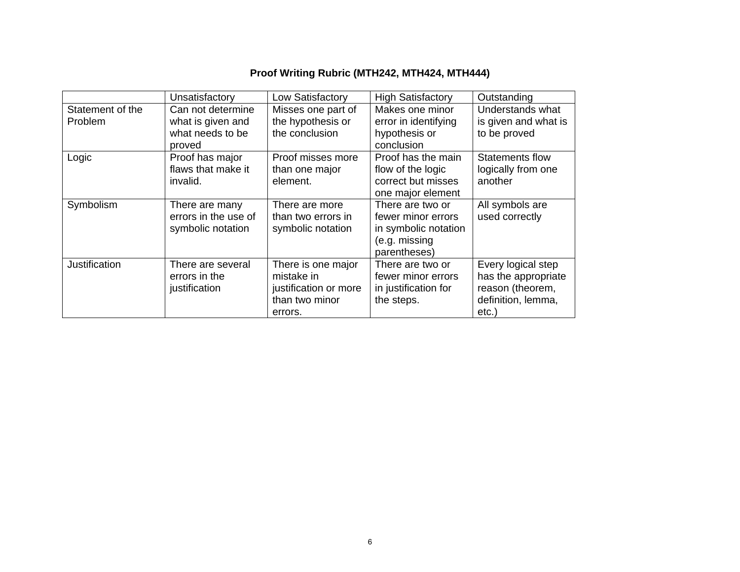## Proof Writing Rubric (MTH242, MTH424, MTH444)

| | Unsatisfactory | Low Satisfactory | High Satisfactory | Outstanding |
|---|---|---|---|---|
| Statement of the Problem | Can not determine what is given and what needs to be proved | Misses one part of the hypothesis or the conclusion | Makes one minor error in identifying hypothesis or conclusion | Understands what is given and what is to be proved |
| Logic | Proof has major flaws that make it invalid. | Proof misses more than one major element. | Proof has the main flow of the logic correct but misses one major element | Statements flow logically from one another |
| Symbolism | There are many errors in the use of symbolic notation | There are more than two errors in symbolic notation | There are two or fewer minor errors in symbolic notation (e.g. missing parentheses) | All symbols are used correctly |
| Justification | There are several errors in the justification | There is one major mistake in justification or more than two minor errors. | There are two or fewer minor errors in justification for the steps. | Every logical step has the appropriate reason (theorem, definition, lemma, etc.) |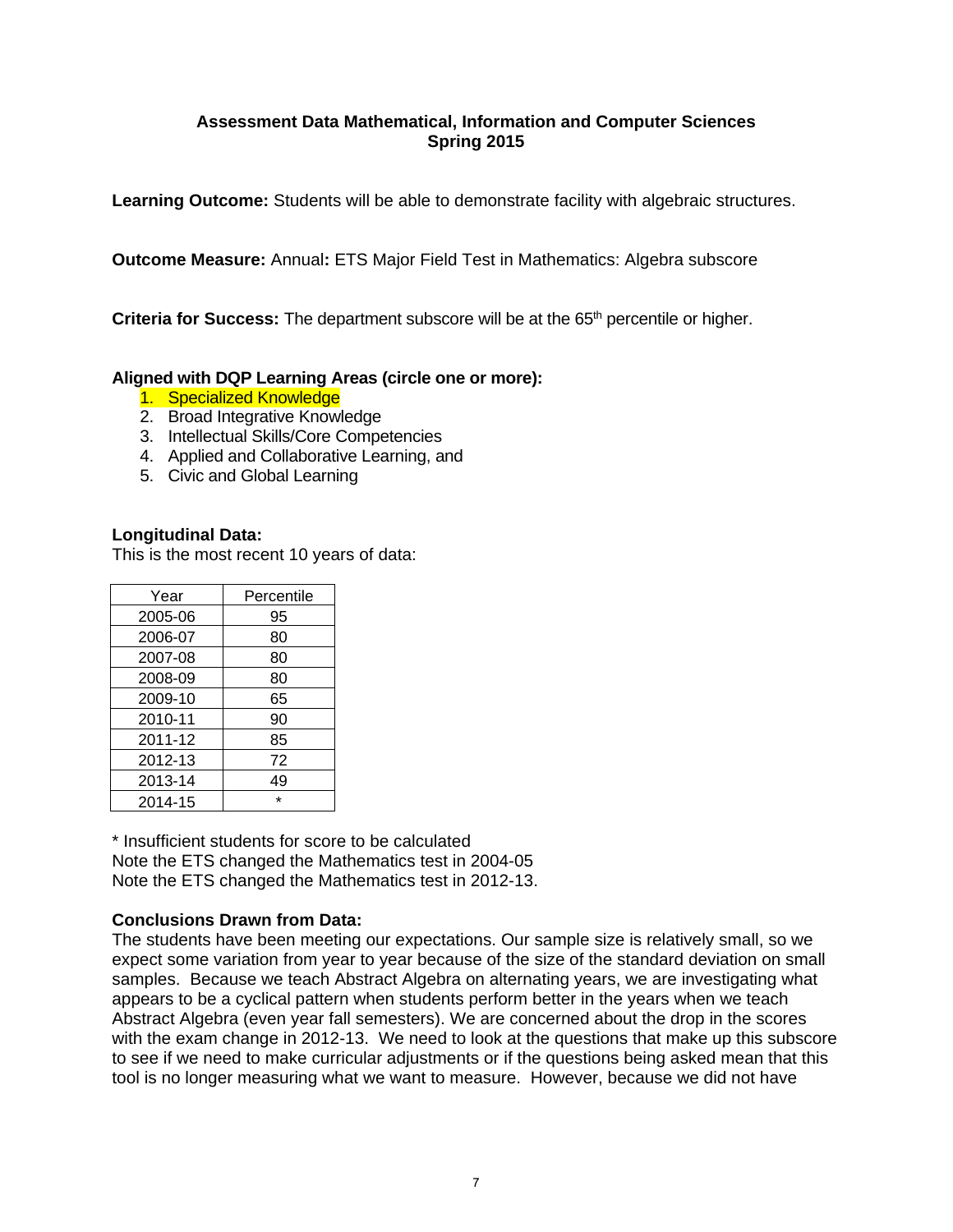**Assessment Data Mathematical, Information and Computer Sciences**
**Spring 2015**

**Learning Outcome:** Students will be able to demonstrate facility with algebraic structures.

**Outcome Measure:** Annual**:** ETS Major Field Test in Mathematics: Algebra subscore

**Criteria for Success:** The department subscore will be at the 65th percentile or higher.

**Aligned with DQP Learning Areas (circle one or more):**

1. Specialized Knowledge
2. Broad Integrative Knowledge
3. Intellectual Skills/Core Competencies
4. Applied and Collaborative Learning, and
5. Civic and Global Learning

**Longitudinal Data:**
This is the most recent 10 years of data:

| Year | Percentile |
|---|---|
| 2005-06 | 95 |
| 2006-07 | 80 |
| 2007-08 | 80 |
| 2008-09 | 80 |
| 2009-10 | 65 |
| 2010-11 | 90 |
| 2011-12 | 85 |
| 2012-13 | 72 |
| 2013-14 | 49 |
| 2014-15 | * |

\* Insufficient students for score to be calculated
Note the ETS changed the Mathematics test in 2004-05
Note the ETS changed the Mathematics test in 2012-13.

**Conclusions Drawn from Data:**
The students have been meeting our expectations. Our sample size is relatively small, so we expect some variation from year to year because of the size of the standard deviation on small samples. Because we teach Abstract Algebra on alternating years, we are investigating what appears to be a cyclical pattern when students perform better in the years when we teach Abstract Algebra (even year fall semesters). We are concerned about the drop in the scores with the exam change in 2012-13. We need to look at the questions that make up this subscore to see if we need to make curricular adjustments or if the questions being asked mean that this tool is no longer measuring what we want to measure. However, because we did not have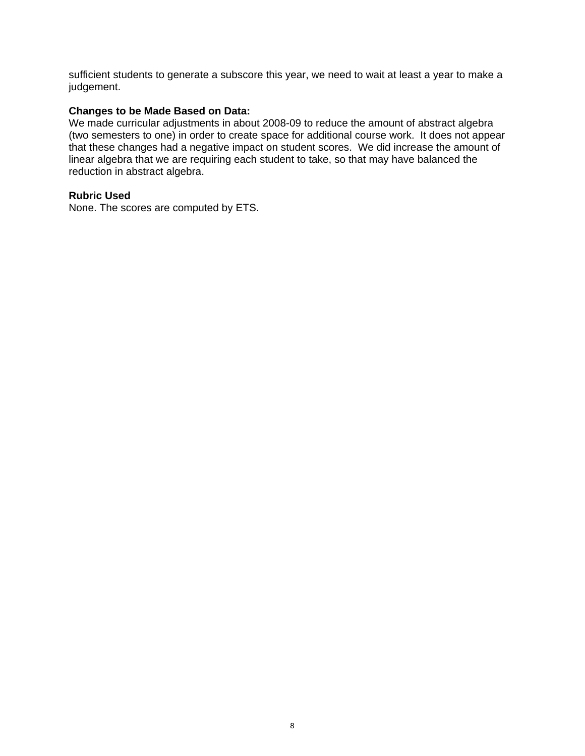sufficient students to generate a subscore this year, we need to wait at least a year to make a judgement.

**Changes to be Made Based on Data:**

We made curricular adjustments in about 2008-09 to reduce the amount of abstract algebra (two semesters to one) in order to create space for additional course work. It does not appear that these changes had a negative impact on student scores. We did increase the amount of linear algebra that we are requiring each student to take, so that may have balanced the reduction in abstract algebra.

**Rubric Used**

None. The scores are computed by ETS.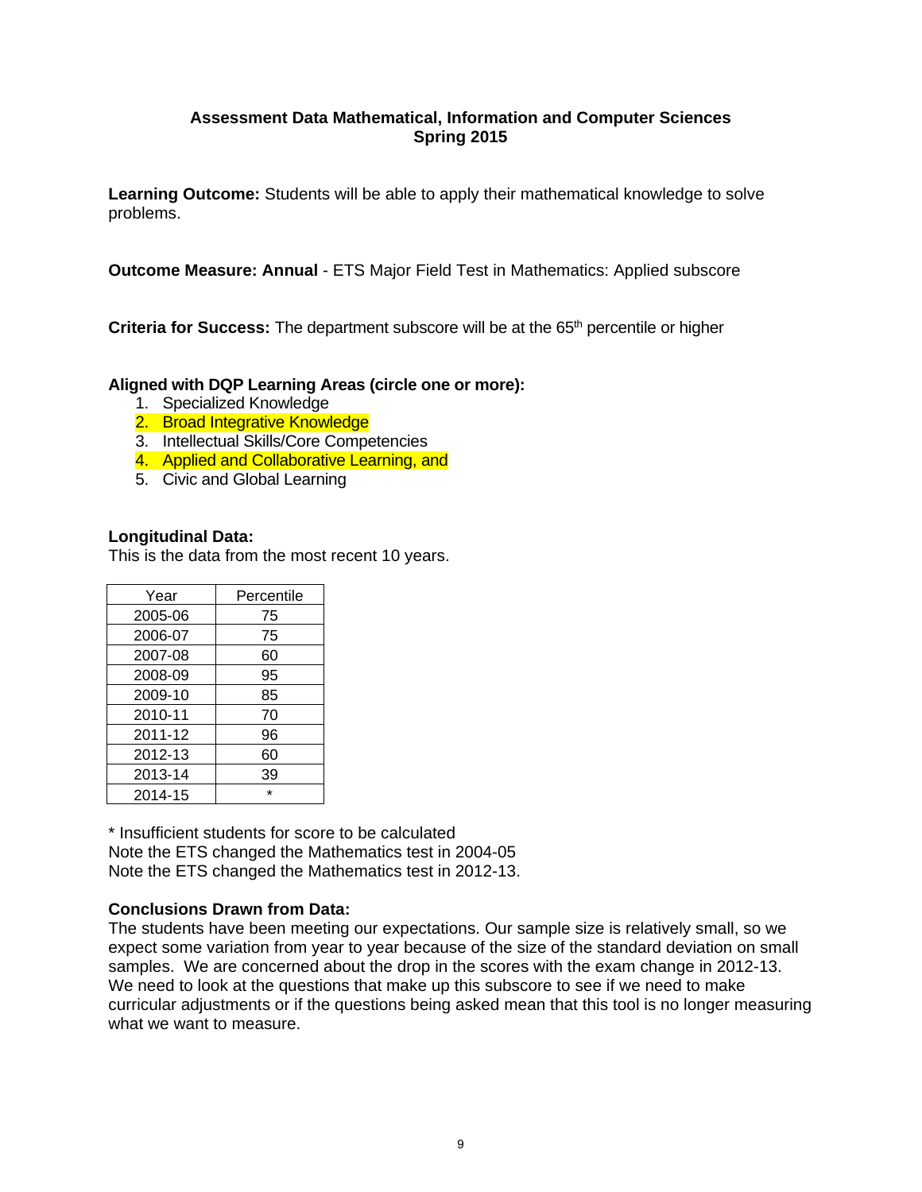**Assessment Data Mathematical, Information and Computer Sciences**
**Spring 2015**

**Learning Outcome:** Students will be able to apply their mathematical knowledge to solve problems.

**Outcome Measure: Annual** - ETS Major Field Test in Mathematics: Applied subscore

**Criteria for Success:** The department subscore will be at the 65th percentile or higher

**Aligned with DQP Learning Areas (circle one or more):**

1. Specialized Knowledge
2. Broad Integrative Knowledge
3. Intellectual Skills/Core Competencies
4. Applied and Collaborative Learning, and
5. Civic and Global Learning

**Longitudinal Data:**
This is the data from the most recent 10 years.

| Year | Percentile |
|---|---|
| 2005-06 | 75 |
| 2006-07 | 75 |
| 2007-08 | 60 |
| 2008-09 | 95 |
| 2009-10 | 85 |
| 2010-11 | 70 |
| 2011-12 | 96 |
| 2012-13 | 60 |
| 2013-14 | 39 |
| 2014-15 | * |

\* Insufficient students for score to be calculated
Note the ETS changed the Mathematics test in 2004-05
Note the ETS changed the Mathematics test in 2012-13.

**Conclusions Drawn from Data:**
The students have been meeting our expectations. Our sample size is relatively small, so we expect some variation from year to year because of the size of the standard deviation on small samples. We are concerned about the drop in the scores with the exam change in 2012-13. We need to look at the questions that make up this subscore to see if we need to make curricular adjustments or if the questions being asked mean that this tool is no longer measuring what we want to measure.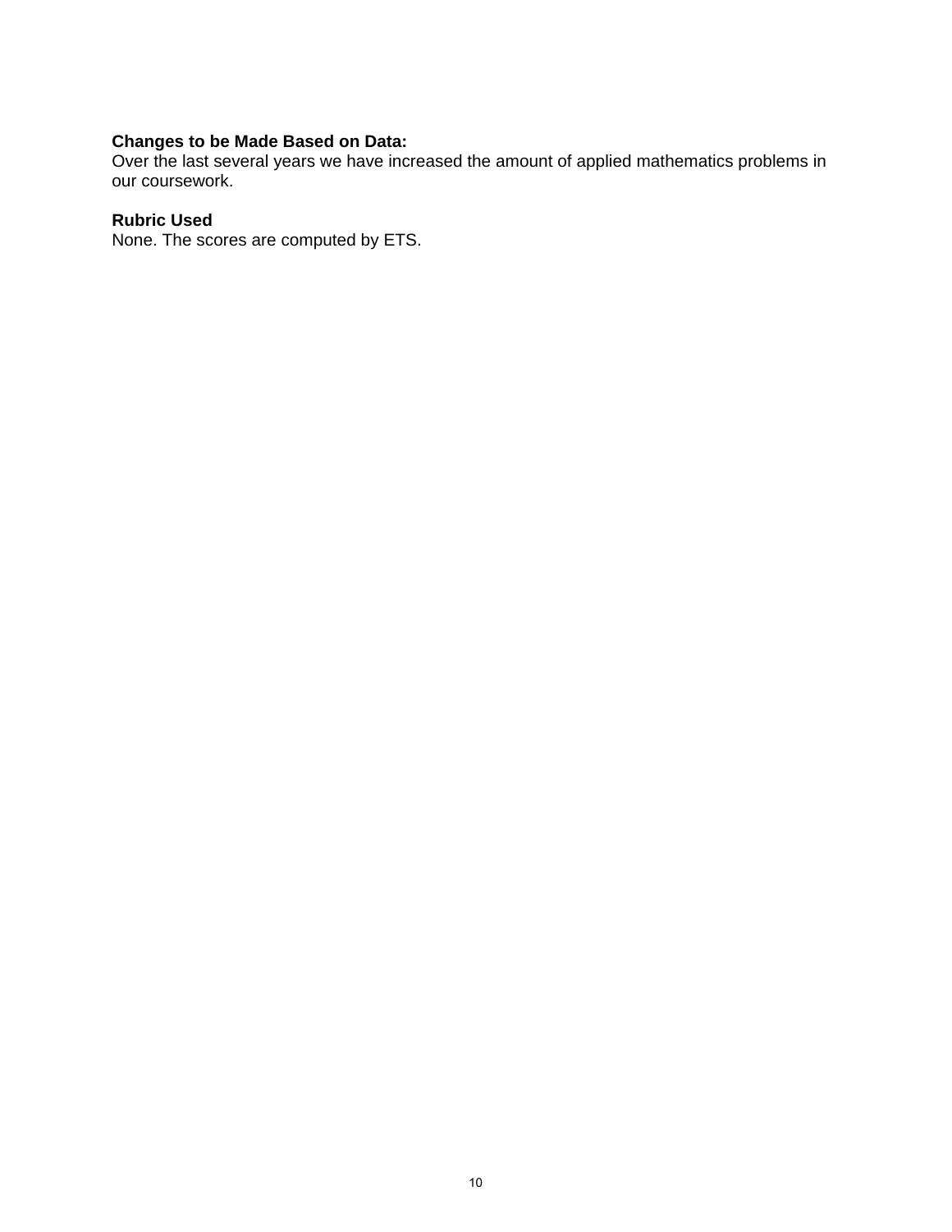**Changes to be Made Based on Data:**
Over the last several years we have increased the amount of applied mathematics problems in our coursework.

**Rubric Used**
None. The scores are computed by ETS.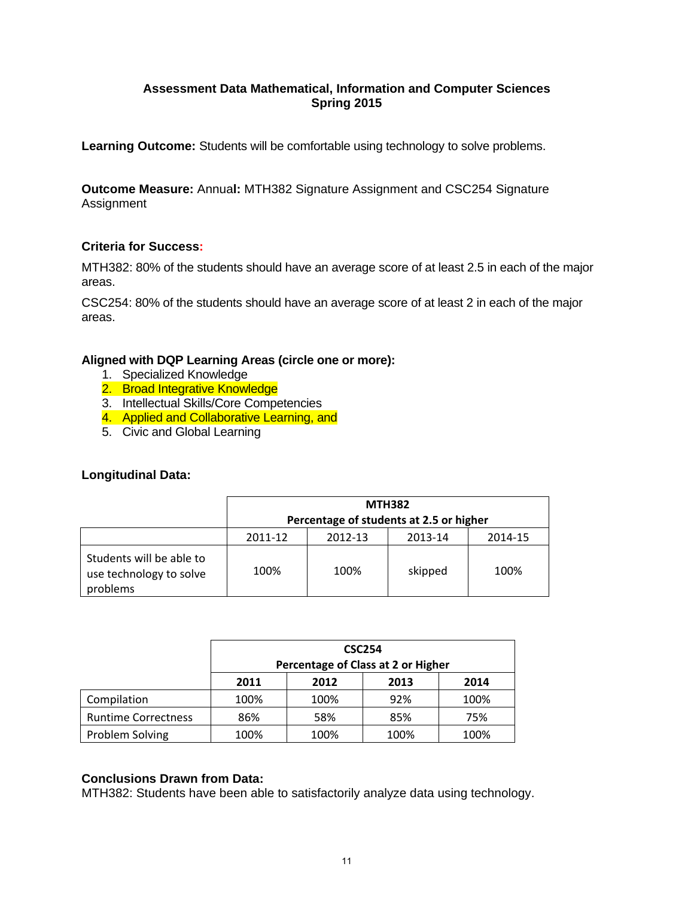## Assessment Data Mathematical, Information and Computer Sciences
## Spring 2015

**Learning Outcome:** Students will be comfortable using technology to solve problems.

**Outcome Measure:** Annual**:** MTH382 Signature Assignment and CSC254 Signature Assignment

**Criteria for Success:**

MTH382: 80% of the students should have an average score of at least 2.5 in each of the major areas.

CSC254: 80% of the students should have an average score of at least 2 in each of the major areas.

**Aligned with DQP Learning Areas (circle one or more):**

1. Specialized Knowledge
2. Broad Integrative Knowledge
3. Intellectual Skills/Core Competencies
4. Applied and Collaborative Learning, and
5. Civic and Global Learning

**Longitudinal Data:**

| | MTH382 Percentage of students at 2.5 or higher | | | |
|---|---|---|---|---|
| | 2011-12 | 2012-13 | 2013-14 | 2014-15 |
| Students will be able to use technology to solve problems | 100% | 100% | skipped | 100% |

| | CSC254 Percentage of Class at 2 or Higher | | | |
|---|---|---|---|---|
| | **2011** | **2012** | **2013** | **2014** |
| Compilation | 100% | 100% | 92% | 100% |
| Runtime Correctness | 86% | 58% | 85% | 75% |
| Problem Solving | 100% | 100% | 100% | 100% |

**Conclusions Drawn from Data:**

MTH382: Students have been able to satisfactorily analyze data using technology.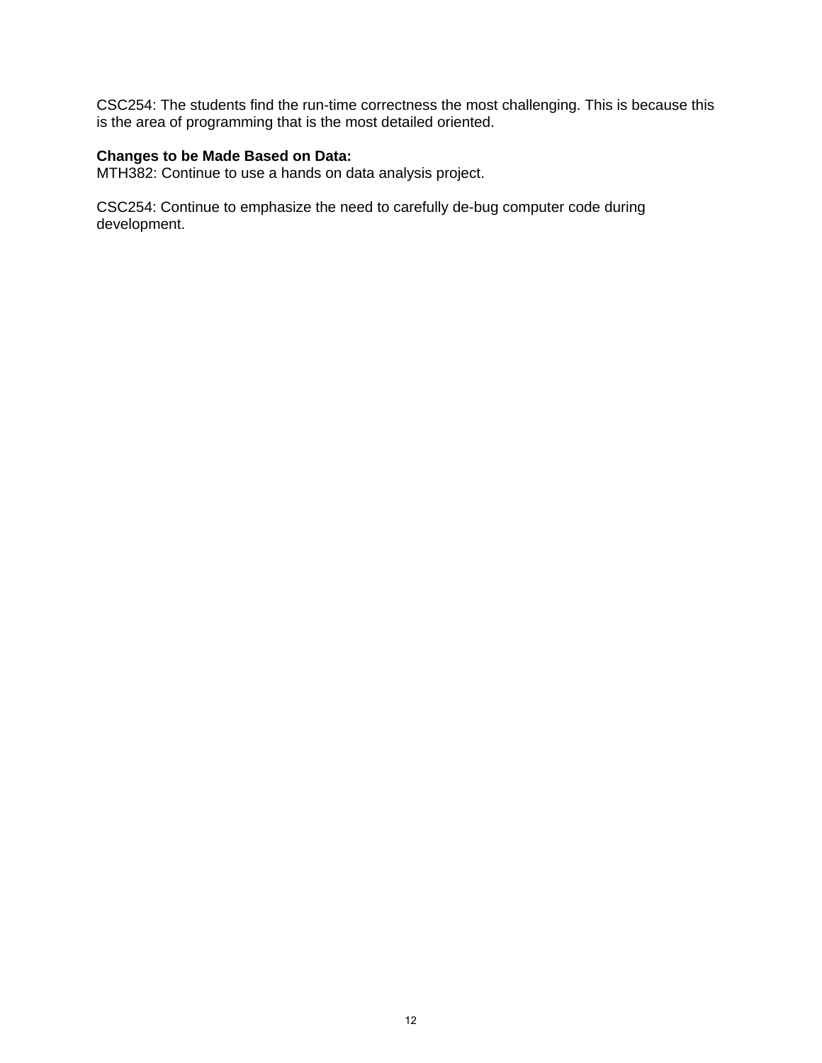CSC254: The students find the run-time correctness the most challenging. This is because this is the area of programming that is the most detailed oriented.

**Changes to be Made Based on Data:**
MTH382: Continue to use a hands on data analysis project.

CSC254: Continue to emphasize the need to carefully de-bug computer code during development.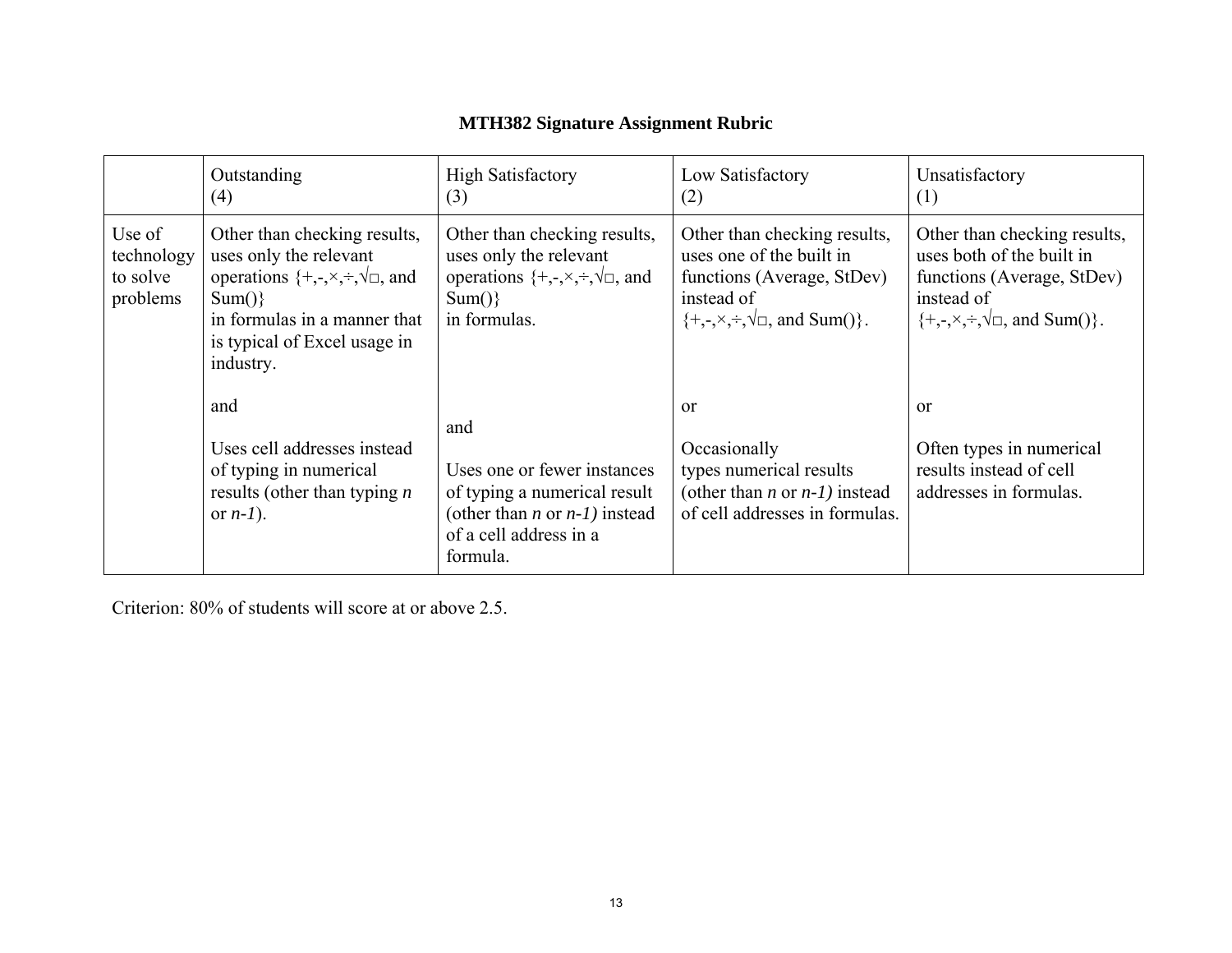**MTH382 Signature Assignment Rubric**

| | Outstanding (4) | High Satisfactory (3) | Low Satisfactory (2) | Unsatisfactory (1) |
|---|---|---|---|---|
| Use of technology to solve problems | Other than checking results, uses only the relevant operations {+,-,×,÷,√□, and Sum()} in formulas in a manner that is typical of Excel usage in industry.<br><br>and<br><br>Uses cell addresses instead of typing in numerical results (other than typing *n* or *n-1*). | Other than checking results, uses only the relevant operations {+,-,×,÷,√□, and Sum()} in formulas.<br><br>and<br><br>Uses one or fewer instances of typing a numerical result (other than *n* or *n-1)* instead of a cell address in a formula. | Other than checking results, uses one of the built in functions (Average, StDev) instead of {+,-,×,÷,√□, and Sum()}.<br><br>or<br><br>Occasionally types numerical results (other than *n* or *n-1)* instead of cell addresses in formulas. | Other than checking results, uses both of the built in functions (Average, StDev) instead of {+,-,×,÷,√□, and Sum()}.<br><br>or<br><br>Often types in numerical results instead of cell addresses in formulas. |

Criterion: 80% of students will score at or above 2.5.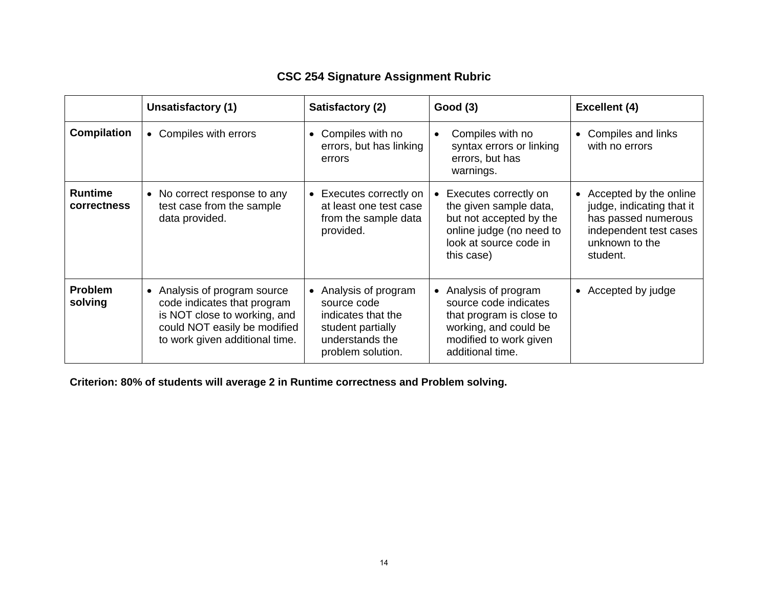## CSC 254 Signature Assignment Rubric

| | Unsatisfactory (1) | Satisfactory (2) | Good (3) | Excellent (4) |
|---|---|---|---|---|
| **Compilation** | • Compiles with errors | • Compiles with no errors, but has linking errors | • Compiles with no syntax errors or linking errors, but has warnings. | • Compiles and links with no errors |
| **Runtime correctness** | • No correct response to any test case from the sample data provided. | • Executes correctly on at least one test case from the sample data provided. | • Executes correctly on the given sample data, but not accepted by the online judge (no need to look at source code in this case) | • Accepted by the online judge, indicating that it has passed numerous independent test cases unknown to the student. |
| **Problem solving** | • Analysis of program source code indicates that program is NOT close to working, and could NOT easily be modified to work given additional time. | • Analysis of program source code indicates that the student partially understands the problem solution. | • Analysis of program source code indicates that program is close to working, and could be modified to work given additional time. | • Accepted by judge |

**Criterion: 80% of students will average 2 in Runtime correctness and Problem solving.**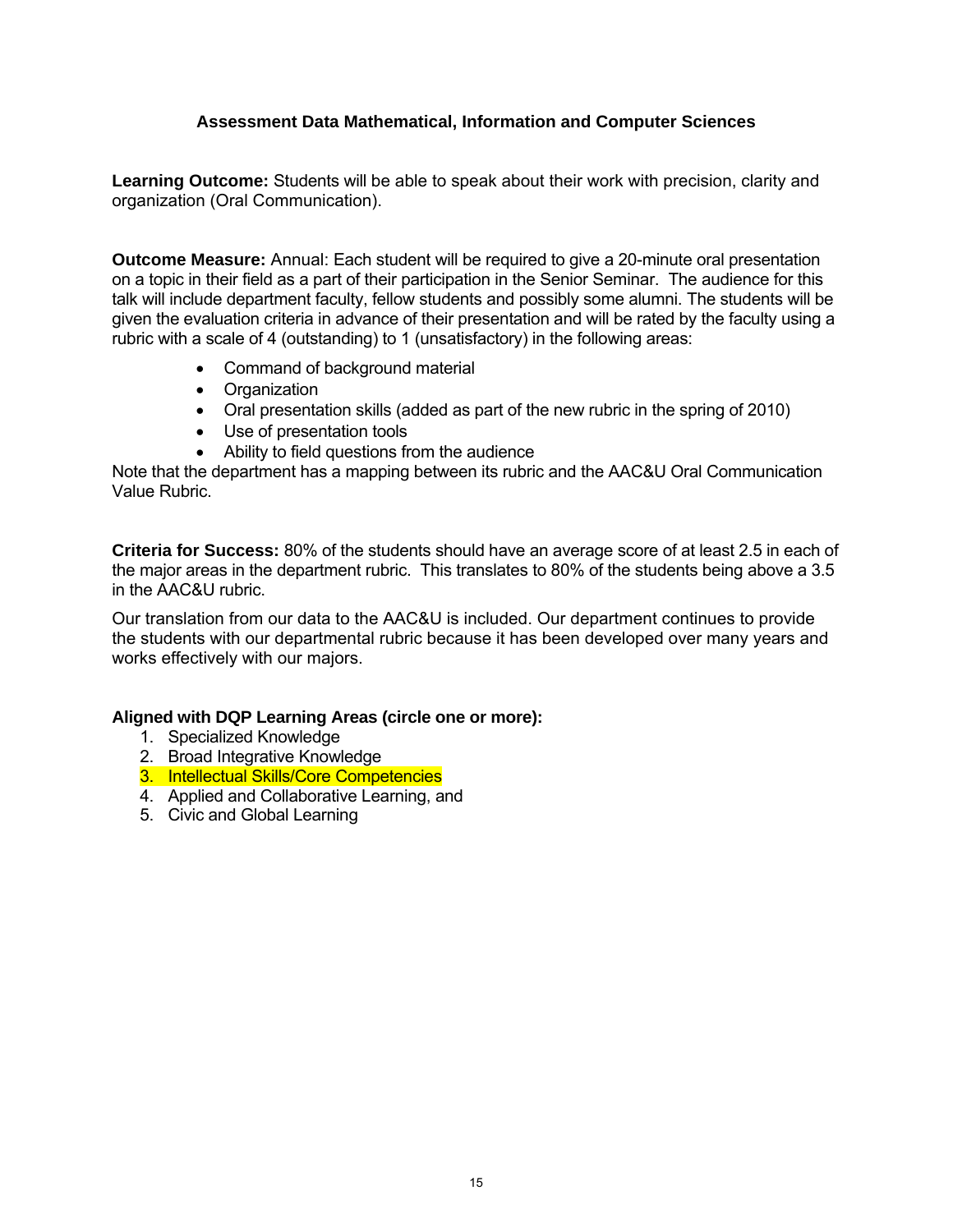## Assessment Data Mathematical, Information and Computer Sciences

**Learning Outcome:** Students will be able to speak about their work with precision, clarity and organization (Oral Communication).

**Outcome Measure:** Annual: Each student will be required to give a 20-minute oral presentation on a topic in their field as a part of their participation in the Senior Seminar. The audience for this talk will include department faculty, fellow students and possibly some alumni. The students will be given the evaluation criteria in advance of their presentation and will be rated by the faculty using a rubric with a scale of 4 (outstanding) to 1 (unsatisfactory) in the following areas:

- Command of background material
- Organization
- Oral presentation skills (added as part of the new rubric in the spring of 2010)
- Use of presentation tools
- Ability to field questions from the audience

Note that the department has a mapping between its rubric and the AAC&U Oral Communication Value Rubric.

**Criteria for Success:** 80% of the students should have an average score of at least 2.5 in each of the major areas in the department rubric. This translates to 80% of the students being above a 3.5 in the AAC&U rubric.

Our translation from our data to the AAC&U is included. Our department continues to provide the students with our departmental rubric because it has been developed over many years and works effectively with our majors.

**Aligned with DQP Learning Areas (circle one or more):**

1. Specialized Knowledge
2. Broad Integrative Knowledge
3. Intellectual Skills/Core Competencies
4. Applied and Collaborative Learning, and
5. Civic and Global Learning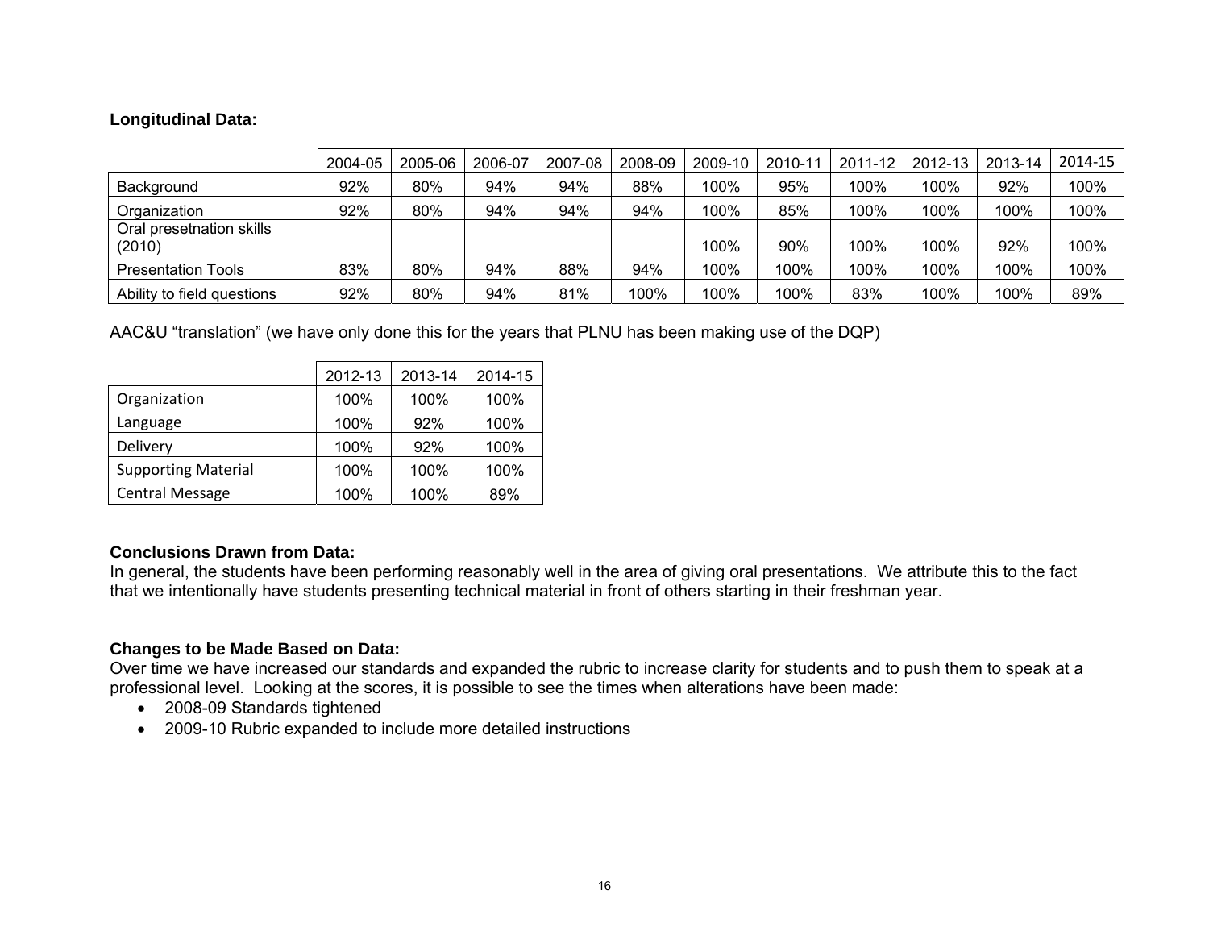**Longitudinal Data:**

| | 2004-05 | 2005-06 | 2006-07 | 2007-08 | 2008-09 | 2009-10 | 2010-11 | 2011-12 | 2012-13 | 2013-14 | 2014-15 |
|---|---|---|---|---|---|---|---|---|---|---|---|
| Background | 92% | 80% | 94% | 94% | 88% | 100% | 95% | 100% | 100% | 92% | 100% |
| Organization | 92% | 80% | 94% | 94% | 94% | 100% | 85% | 100% | 100% | 100% | 100% |
| Oral presetnation skills (2010) | | | | | | 100% | 90% | 100% | 100% | 92% | 100% |
| Presentation Tools | 83% | 80% | 94% | 88% | 94% | 100% | 100% | 100% | 100% | 100% | 100% |
| Ability to field questions | 92% | 80% | 94% | 81% | 100% | 100% | 100% | 83% | 100% | 100% | 89% |

AAC&U "translation" (we have only done this for the years that PLNU has been making use of the DQP)

| | 2012-13 | 2013-14 | 2014-15 |
|---|---|---|---|
| Organization | 100% | 100% | 100% |
| Language | 100% | 92% | 100% |
| Delivery | 100% | 92% | 100% |
| Supporting Material | 100% | 100% | 100% |
| Central Message | 100% | 100% | 89% |

**Conclusions Drawn from Data:**

In general, the students have been performing reasonably well in the area of giving oral presentations. We attribute this to the fact that we intentionally have students presenting technical material in front of others starting in their freshman year.

**Changes to be Made Based on Data:**

Over time we have increased our standards and expanded the rubric to increase clarity for students and to push them to speak at a professional level. Looking at the scores, it is possible to see the times when alterations have been made:

- 2008-09 Standards tightened
- 2009-10 Rubric expanded to include more detailed instructions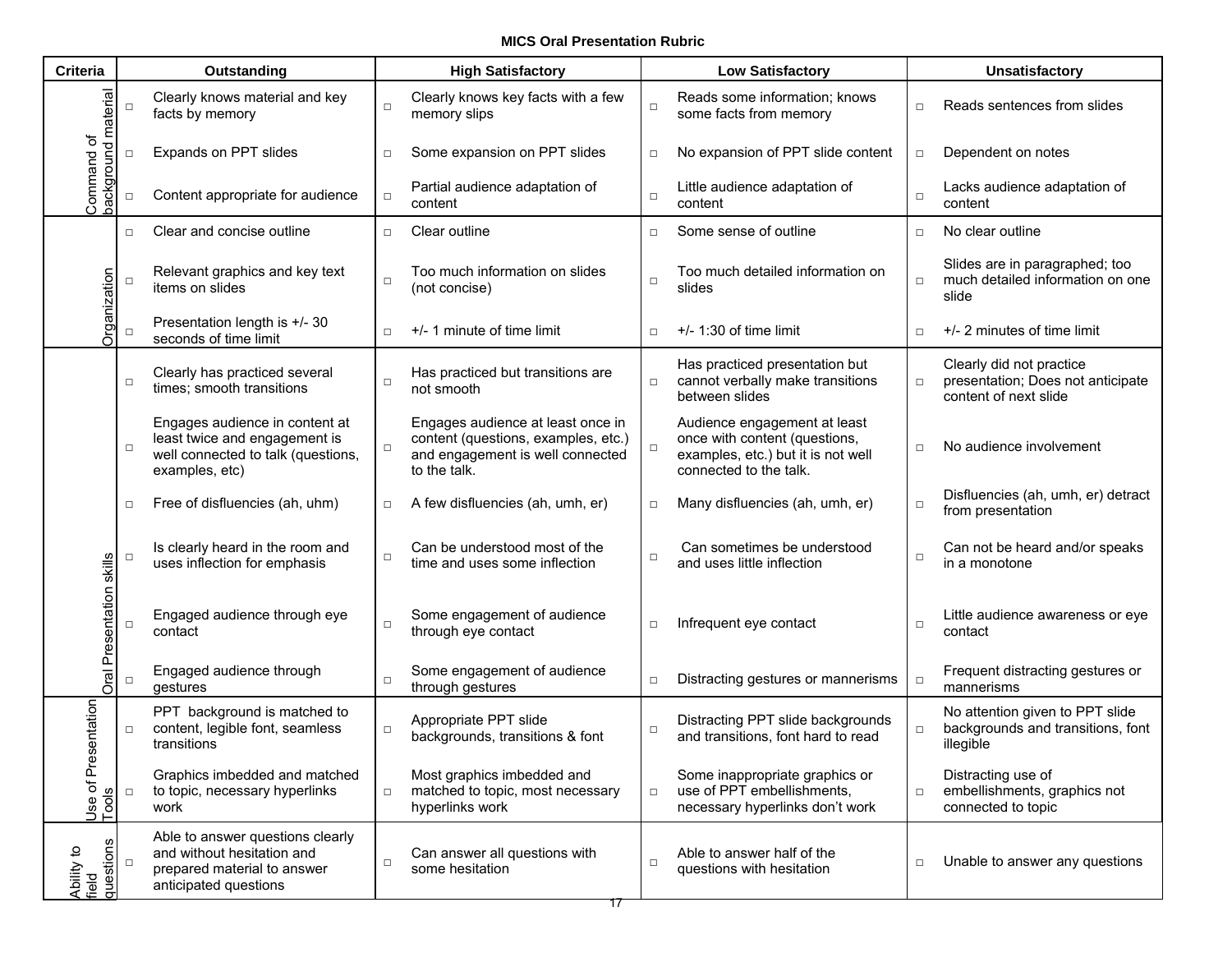## MICS Oral Presentation Rubric

| Criteria | Outstanding | High Satisfactory | Low Satisfactory | Unsatisfactory |
|---|---|---|---|---|
| Command of background material | □ Clearly knows material and key facts by memory | □ Clearly knows key facts with a few memory slips | □ Reads some information; knows some facts from memory | □ Reads sentences from slides |
| | □ Expands on PPT slides | □ Some expansion on PPT slides | □ No expansion of PPT slide content | □ Dependent on notes |
| | □ Content appropriate for audience | □ Partial audience adaptation of content | □ Little audience adaptation of content | □ Lacks audience adaptation of content |
| Organization | □ Clear and concise outline | □ Clear outline | □ Some sense of outline | □ No clear outline |
| | □ Relevant graphics and key text items on slides | □ Too much information on slides (not concise) | □ Too much detailed information on slides | □ Slides are in paragraphed; too much detailed information on one slide |
| | □ Presentation length is +/- 30 seconds of time limit | □ +/- 1 minute of time limit | □ +/- 1:30 of time limit | □ +/- 2 minutes of time limit |
| Oral Presentation skills | □ Clearly has practiced several times; smooth transitions | □ Has practiced but transitions are not smooth | □ Has practiced presentation but cannot verbally make transitions between slides | □ Clearly did not practice presentation; Does not anticipate content of next slide |
| | □ Engages audience in content at least twice and engagement is well connected to talk (questions, examples, etc) | □ Engages audience at least once in content (questions, examples, etc.) and engagement is well connected to the talk. | □ Audience engagement at least once with content (questions, examples, etc.) but it is not well connected to the talk. | □ No audience involvement |
| | □ Free of disfluencies (ah, uhm) | □ A few disfluencies (ah, umh, er) | □ Many disfluencies (ah, umh, er) | □ Disfluencies (ah, umh, er) detract from presentation |
| | □ Is clearly heard in the room and uses inflection for emphasis | □ Can be understood most of the time and uses some inflection | □ Can sometimes be understood and uses little inflection | □ Can not be heard and/or speaks in a monotone |
| | □ Engaged audience through eye contact | □ Some engagement of audience through eye contact | □ Infrequent eye contact | □ Little audience awareness or eye contact |
| | □ Engaged audience through gestures | □ Some engagement of audience through gestures | □ Distracting gestures or mannerisms | □ Frequent distracting gestures or mannerisms |
| Use of Presentation Tools | □ PPT background is matched to content, legible font, seamless transitions | □ Appropriate PPT slide backgrounds, transitions & font | □ Distracting PPT slide backgrounds and transitions, font hard to read | □ No attention given to PPT slide backgrounds and transitions, font illegible |
| | □ Graphics imbedded and matched to topic, necessary hyperlinks work | □ Most graphics imbedded and matched to topic, most necessary hyperlinks work | □ Some inappropriate graphics or use of PPT embellishments, necessary hyperlinks don't work | □ Distracting use of embellishments, graphics not connected to topic |
| Ability to field questions | □ Able to answer questions clearly and without hesitation and prepared material to answer anticipated questions | □ Can answer all questions with some hesitation | □ Able to answer half of the questions with hesitation | □ Unable to answer any questions |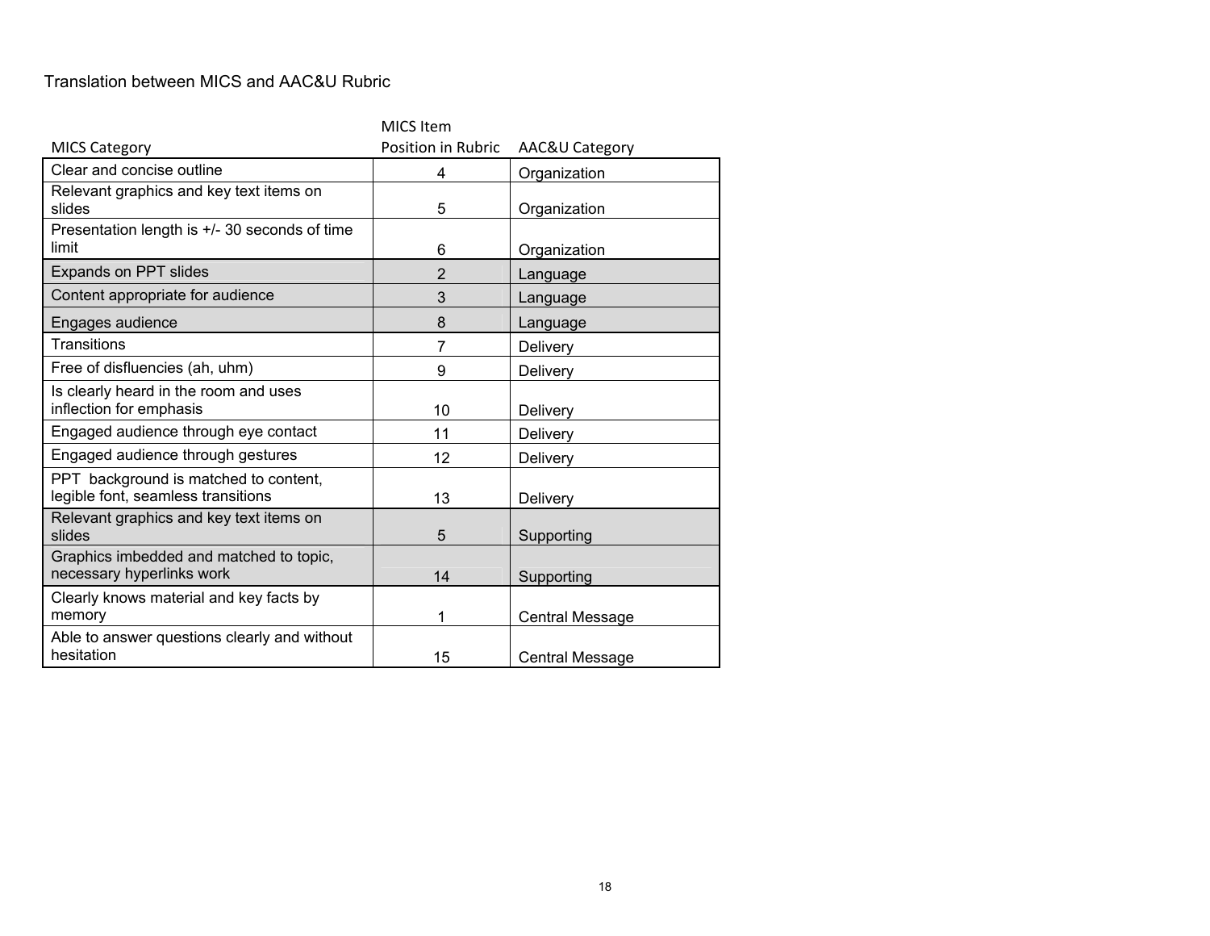Translation between MICS and AAC&U Rubric

| MICS Category | MICS Item Position in Rubric | AAC&U Category |
|---|---|---|
| Clear and concise outline | 4 | Organization |
| Relevant graphics and key text items on slides | 5 | Organization |
| Presentation length is +/- 30 seconds of time limit | 6 | Organization |
| Expands on PPT slides | 2 | Language |
| Content appropriate for audience | 3 | Language |
| Engages audience | 8 | Language |
| Transitions | 7 | Delivery |
| Free of disfluencies (ah, uhm) | 9 | Delivery |
| Is clearly heard in the room and uses inflection for emphasis | 10 | Delivery |
| Engaged audience through eye contact | 11 | Delivery |
| Engaged audience through gestures | 12 | Delivery |
| PPT background is matched to content, legible font, seamless transitions | 13 | Delivery |
| Relevant graphics and key text items on slides | 5 | Supporting |
| Graphics imbedded and matched to topic, necessary hyperlinks work | 14 | Supporting |
| Clearly knows material and key facts by memory | 1 | Central Message |
| Able to answer questions clearly and without hesitation | 15 | Central Message |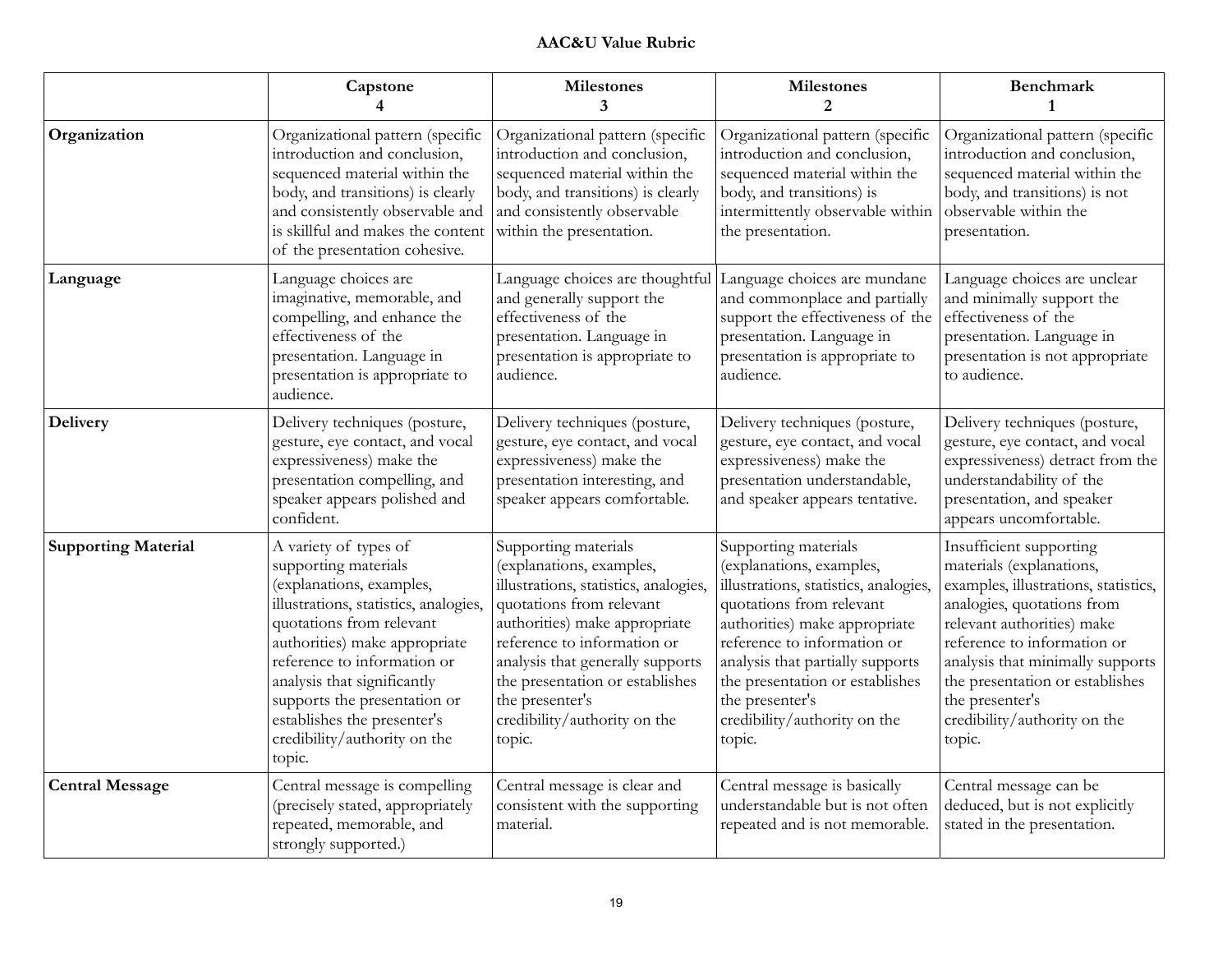**AAC&U Value Rubric**

| | **Capstone 4** | **Milestones 3** | **Milestones 2** | **Benchmark 1** |
|---|---|---|---|---|
| **Organization** | Organizational pattern (specific introduction and conclusion, sequenced material within the body, and transitions) is clearly and consistently observable and is skillful and makes the content of the presentation cohesive. | Organizational pattern (specific introduction and conclusion, sequenced material within the body, and transitions) is clearly and consistently observable within the presentation. | Organizational pattern (specific introduction and conclusion, sequenced material within the body, and transitions) is intermittently observable within the presentation. | Organizational pattern (specific introduction and conclusion, sequenced material within the body, and transitions) is not observable within the presentation. |
| **Language** | Language choices are imaginative, memorable, and compelling, and enhance the effectiveness of the presentation. Language in presentation is appropriate to audience. | Language choices are thoughtful and generally support the effectiveness of the presentation. Language in presentation is appropriate to audience. | Language choices are mundane and commonplace and partially support the effectiveness of the presentation. Language in presentation is appropriate to audience. | Language choices are unclear and minimally support the effectiveness of the presentation. Language in presentation is not appropriate to audience. |
| **Delivery** | Delivery techniques (posture, gesture, eye contact, and vocal expressiveness) make the presentation compelling, and speaker appears polished and confident. | Delivery techniques (posture, gesture, eye contact, and vocal expressiveness) make the presentation interesting, and speaker appears comfortable. | Delivery techniques (posture, gesture, eye contact, and vocal expressiveness) make the presentation understandable, and speaker appears tentative. | Delivery techniques (posture, gesture, eye contact, and vocal expressiveness) detract from the understandability of the presentation, and speaker appears uncomfortable. |
| **Supporting Material** | A variety of types of supporting materials (explanations, examples, illustrations, statistics, analogies, quotations from relevant authorities) make appropriate reference to information or analysis that significantly supports the presentation or establishes the presenter's credibility/authority on the topic. | Supporting materials (explanations, examples, illustrations, statistics, analogies, quotations from relevant authorities) make appropriate reference to information or analysis that generally supports the presentation or establishes the presenter's credibility/authority on the topic. | Supporting materials (explanations, examples, illustrations, statistics, analogies, quotations from relevant authorities) make appropriate reference to information or analysis that partially supports the presentation or establishes the presenter's credibility/authority on the topic. | Insufficient supporting materials (explanations, examples, illustrations, statistics, analogies, quotations from relevant authorities) make reference to information or analysis that minimally supports the presentation or establishes the presenter's credibility/authority on the topic. |
| **Central Message** | Central message is compelling (precisely stated, appropriately repeated, memorable, and strongly supported.) | Central message is clear and consistent with the supporting material. | Central message is basically understandable but is not often repeated and is not memorable. | Central message can be deduced, but is not explicitly stated in the presentation. |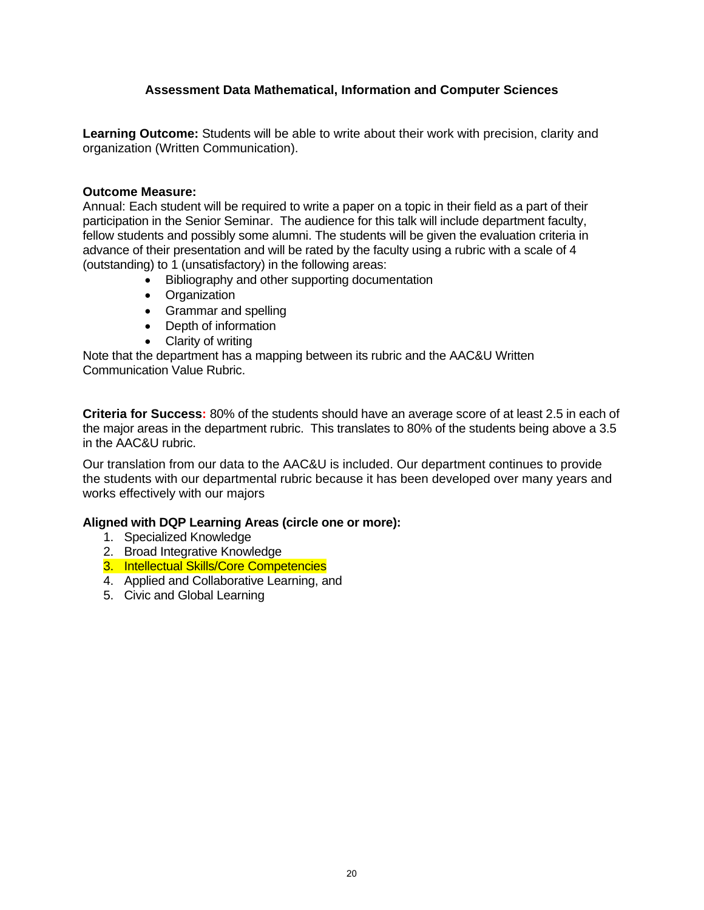**Assessment Data Mathematical, Information and Computer Sciences**

**Learning Outcome:** Students will be able to write about their work with precision, clarity and organization (Written Communication).

**Outcome Measure:**
Annual: Each student will be required to write a paper on a topic in their field as a part of their participation in the Senior Seminar. The audience for this talk will include department faculty, fellow students and possibly some alumni. The students will be given the evaluation criteria in advance of their presentation and will be rated by the faculty using a rubric with a scale of 4 (outstanding) to 1 (unsatisfactory) in the following areas:

- Bibliography and other supporting documentation
- Organization
- Grammar and spelling
- Depth of information
- Clarity of writing

Note that the department has a mapping between its rubric and the AAC&U Written Communication Value Rubric.

**Criteria for Success:** 80% of the students should have an average score of at least 2.5 in each of the major areas in the department rubric. This translates to 80% of the students being above a 3.5 in the AAC&U rubric.

Our translation from our data to the AAC&U is included. Our department continues to provide the students with our departmental rubric because it has been developed over many years and works effectively with our majors

**Aligned with DQP Learning Areas (circle one or more):**

1. Specialized Knowledge
2. Broad Integrative Knowledge
3. Intellectual Skills/Core Competencies
4. Applied and Collaborative Learning, and
5. Civic and Global Learning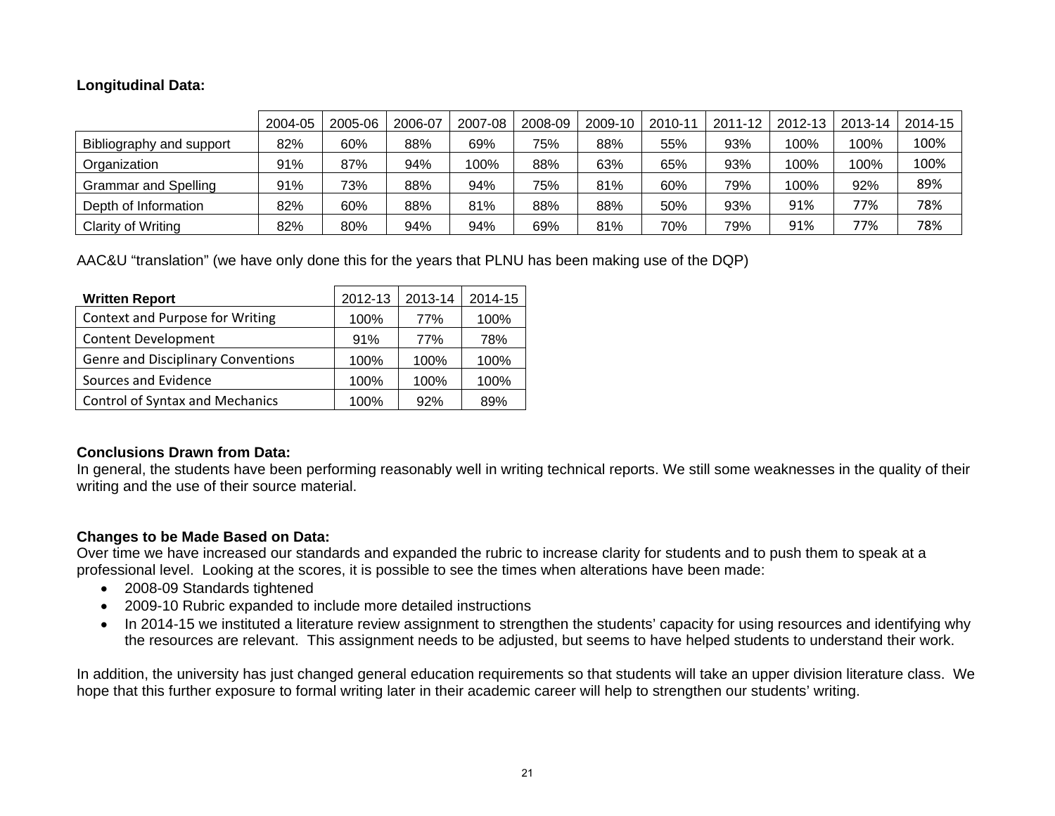**Longitudinal Data:**

| | 2004-05 | 2005-06 | 2006-07 | 2007-08 | 2008-09 | 2009-10 | 2010-11 | 2011-12 | 2012-13 | 2013-14 | 2014-15 |
|---|---|---|---|---|---|---|---|---|---|---|---|
| Bibliography and support | 82% | 60% | 88% | 69% | 75% | 88% | 55% | 93% | 100% | 100% | 100% |
| Organization | 91% | 87% | 94% | 100% | 88% | 63% | 65% | 93% | 100% | 100% | 100% |
| Grammar and Spelling | 91% | 73% | 88% | 94% | 75% | 81% | 60% | 79% | 100% | 92% | 89% |
| Depth of Information | 82% | 60% | 88% | 81% | 88% | 88% | 50% | 93% | 91% | 77% | 78% |
| Clarity of Writing | 82% | 80% | 94% | 94% | 69% | 81% | 70% | 79% | 91% | 77% | 78% |

AAC&U "translation" (we have only done this for the years that PLNU has been making use of the DQP)

| **Written Report** | 2012-13 | 2013-14 | 2014-15 |
|---|---|---|---|
| Context and Purpose for Writing | 100% | 77% | 100% |
| Content Development | 91% | 77% | 78% |
| Genre and Disciplinary Conventions | 100% | 100% | 100% |
| Sources and Evidence | 100% | 100% | 100% |
| Control of Syntax and Mechanics | 100% | 92% | 89% |

**Conclusions Drawn from Data:**
In general, the students have been performing reasonably well in writing technical reports. We still some weaknesses in the quality of their writing and the use of their source material.

**Changes to be Made Based on Data:**
Over time we have increased our standards and expanded the rubric to increase clarity for students and to push them to speak at a professional level. Looking at the scores, it is possible to see the times when alterations have been made:

- 2008-09 Standards tightened
- 2009-10 Rubric expanded to include more detailed instructions
- In 2014-15 we instituted a literature review assignment to strengthen the students' capacity for using resources and identifying why the resources are relevant. This assignment needs to be adjusted, but seems to have helped students to understand their work.

In addition, the university has just changed general education requirements so that students will take an upper division literature class. We hope that this further exposure to formal writing later in their academic career will help to strengthen our students' writing.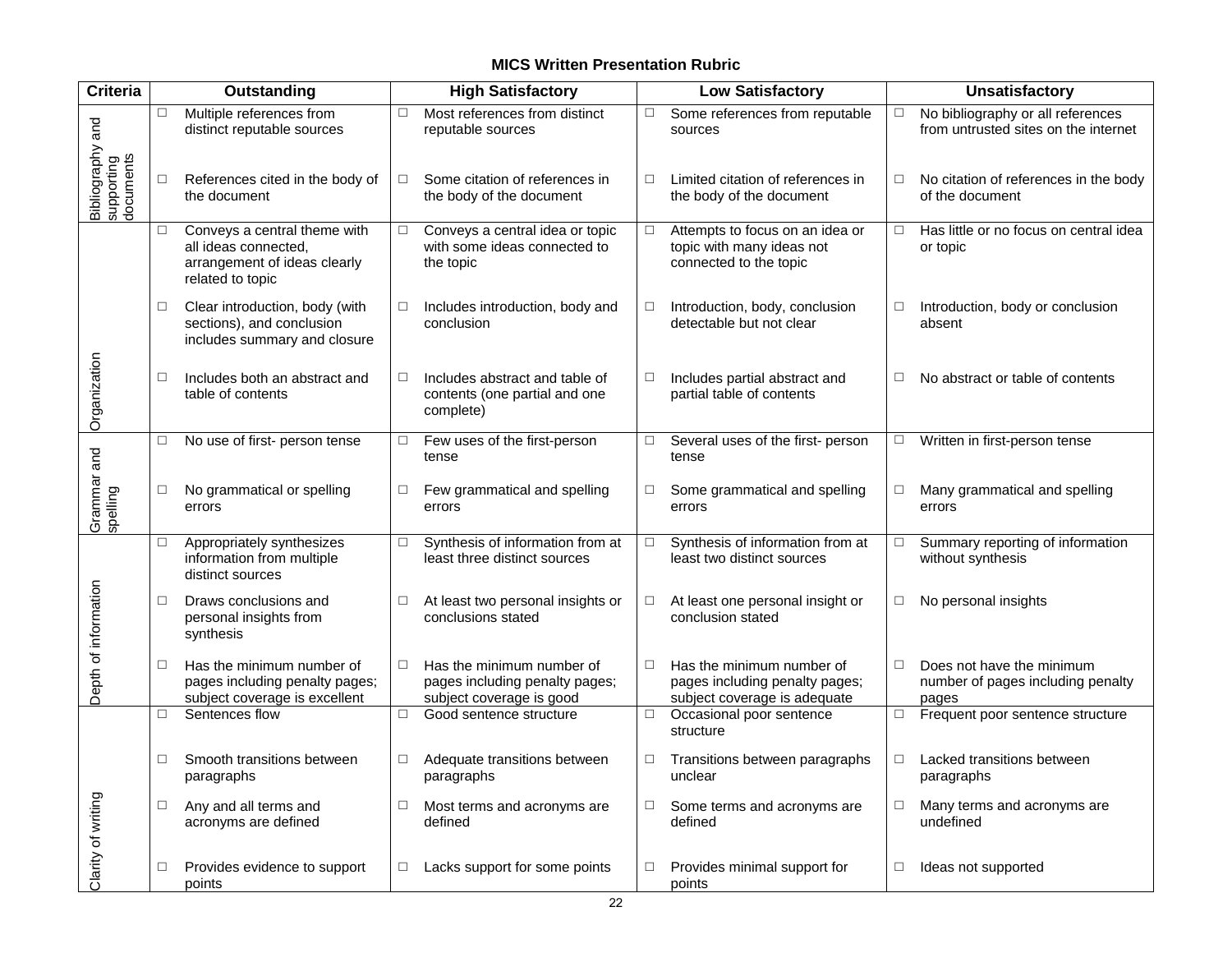### MICS Written Presentation Rubric

| Criteria | Outstanding | High Satisfactory | Low Satisfactory | Unsatisfactory |
|---|---|---|---|---|
| Bibliography and supporting documents | ☐ Multiple references from distinct reputable sources | ☐ Most references from distinct reputable sources | ☐ Some references from reputable sources | ☐ No bibliography or all references from untrusted sites on the internet |
| | ☐ References cited in the body of the document | ☐ Some citation of references in the body of the document | ☐ Limited citation of references in the body of the document | ☐ No citation of references in the body of the document |
| Organization | ☐ Conveys a central theme with all ideas connected, arrangement of ideas clearly related to topic | ☐ Conveys a central idea or topic with some ideas connected to the topic | ☐ Attempts to focus on an idea or topic with many ideas not connected to the topic | ☐ Has little or no focus on central idea or topic |
| | ☐ Clear introduction, body (with sections), and conclusion includes summary and closure | ☐ Includes introduction, body and conclusion | ☐ Introduction, body, conclusion detectable but not clear | ☐ Introduction, body or conclusion absent |
| | ☐ Includes both an abstract and table of contents | ☐ Includes abstract and table of contents (one partial and one complete) | ☐ Includes partial abstract and partial table of contents | ☐ No abstract or table of contents |
| Grammar and spelling | ☐ No use of first- person tense | ☐ Few uses of the first-person tense | ☐ Several uses of the first- person tense | ☐ Written in first-person tense |
| | ☐ No grammatical or spelling errors | ☐ Few grammatical and spelling errors | ☐ Some grammatical and spelling errors | ☐ Many grammatical and spelling errors |
| Depth of information | ☐ Appropriately synthesizes information from multiple distinct sources | ☐ Synthesis of information from at least three distinct sources | ☐ Synthesis of information from at least two distinct sources | ☐ Summary reporting of information without synthesis |
| | ☐ Draws conclusions and personal insights from synthesis | ☐ At least two personal insights or conclusions stated | ☐ At least one personal insight or conclusion stated | ☐ No personal insights |
| | ☐ Has the minimum number of pages including penalty pages; subject coverage is excellent | ☐ Has the minimum number of pages including penalty pages; subject coverage is good | ☐ Has the minimum number of pages including penalty pages; subject coverage is adequate | ☐ Does not have the minimum number of pages including penalty pages |
| Clarity of writing | ☐ Sentences flow | ☐ Good sentence structure | ☐ Occasional poor sentence structure | ☐ Frequent poor sentence structure |
| | ☐ Smooth transitions between paragraphs | ☐ Adequate transitions between paragraphs | ☐ Transitions between paragraphs unclear | ☐ Lacked transitions between paragraphs |
| | ☐ Any and all terms and acronyms are defined | ☐ Most terms and acronyms are defined | ☐ Some terms and acronyms are defined | ☐ Many terms and acronyms are undefined |
| | ☐ Provides evidence to support points | ☐ Lacks support for some points | ☐ Provides minimal support for points | ☐ Ideas not supported |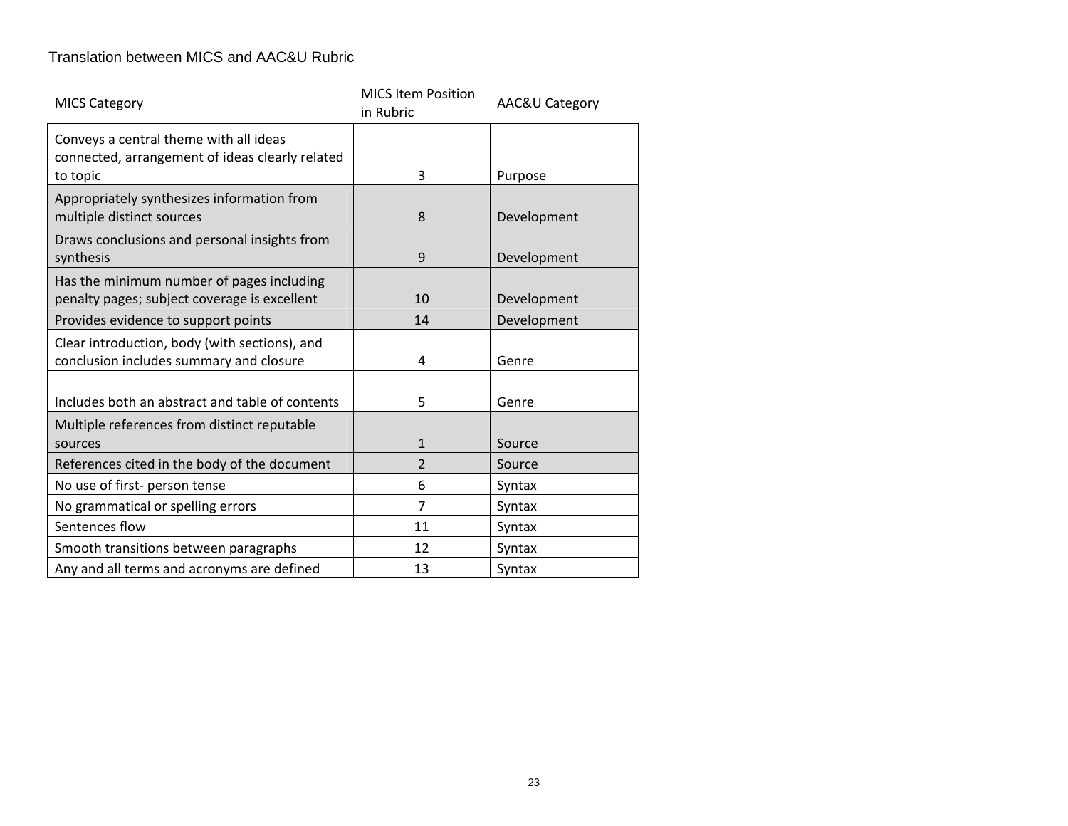Translation between MICS and AAC&U Rubric

| MICS Category | MICS Item Position in Rubric | AAC&U Category |
|---|---|---|
| Conveys a central theme with all ideas connected, arrangement of ideas clearly related to topic | 3 | Purpose |
| Appropriately synthesizes information from multiple distinct sources | 8 | Development |
| Draws conclusions and personal insights from synthesis | 9 | Development |
| Has the minimum number of pages including penalty pages; subject coverage is excellent | 10 | Development |
| Provides evidence to support points | 14 | Development |
| Clear introduction, body (with sections), and conclusion includes summary and closure | 4 | Genre |
| Includes both an abstract and table of contents | 5 | Genre |
| Multiple references from distinct reputable sources | 1 | Source |
| References cited in the body of the document | 2 | Source |
| No use of first- person tense | 6 | Syntax |
| No grammatical or spelling errors | 7 | Syntax |
| Sentences flow | 11 | Syntax |
| Smooth transitions between paragraphs | 12 | Syntax |
| Any and all terms and acronyms are defined | 13 | Syntax |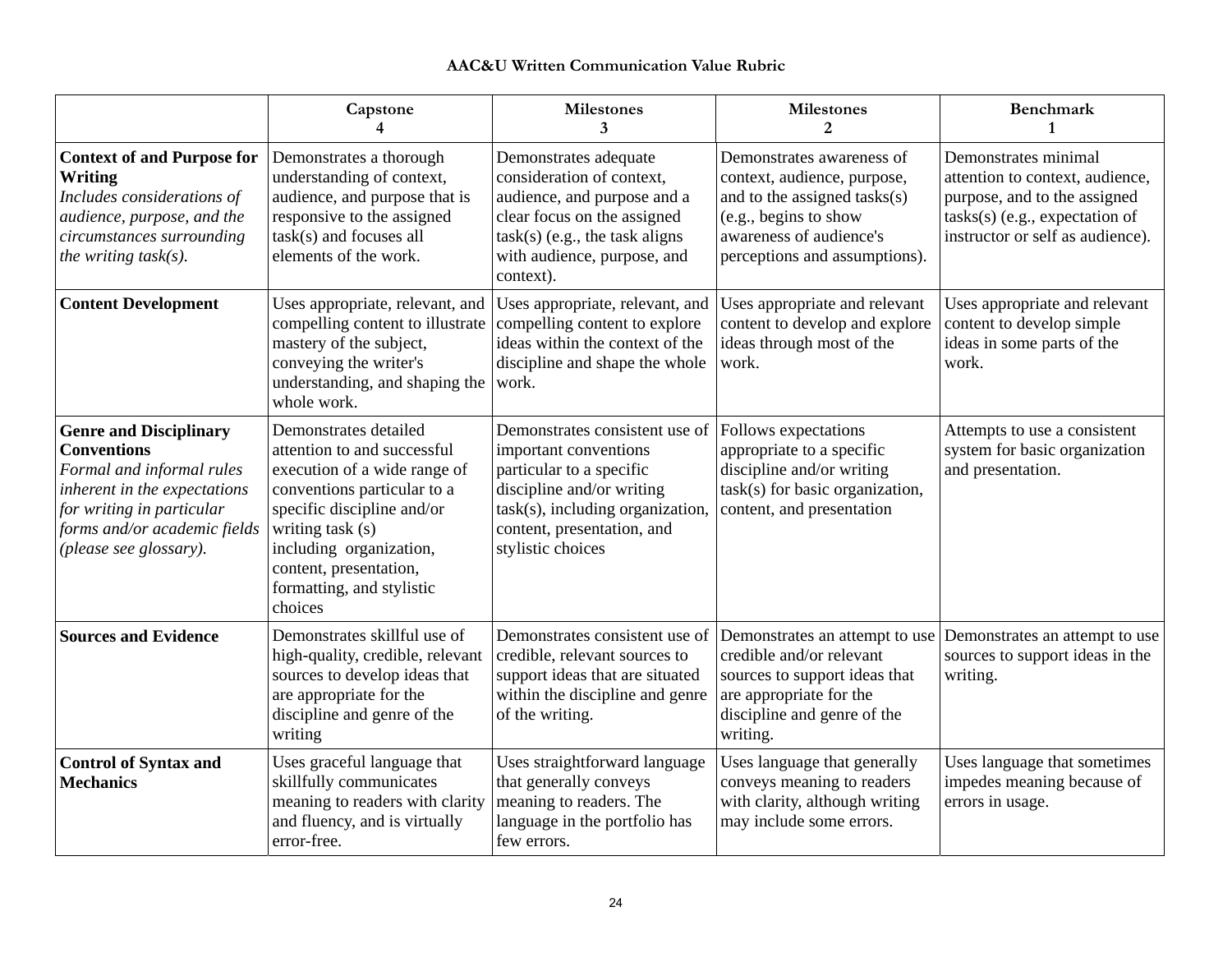# AAC&U Written Communication Value Rubric

| | Capstone 4 | Milestones 3 | Milestones 2 | Benchmark 1 |
|---|---|---|---|---|
| **Context of and Purpose for Writing** *Includes considerations of audience, purpose, and the circumstances surrounding the writing task(s).* | Demonstrates a thorough understanding of context, audience, and purpose that is responsive to the assigned task(s) and focuses all elements of the work. | Demonstrates adequate consideration of context, audience, and purpose and a clear focus on the assigned task(s) (e.g., the task aligns with audience, purpose, and context). | Demonstrates awareness of context, audience, purpose, and to the assigned tasks(s) (e.g., begins to show awareness of audience's perceptions and assumptions). | Demonstrates minimal attention to context, audience, purpose, and to the assigned tasks(s) (e.g., expectation of instructor or self as audience). |
| **Content Development** | Uses appropriate, relevant, and compelling content to illustrate mastery of the subject, conveying the writer's understanding, and shaping the whole work. | Uses appropriate, relevant, and compelling content to explore ideas within the context of the discipline and shape the whole work. | Uses appropriate and relevant content to develop and explore ideas through most of the work. | Uses appropriate and relevant content to develop simple ideas in some parts of the work. |
| **Genre and Disciplinary Conventions** *Formal and informal rules inherent in the expectations for writing in particular forms and/or academic fields (please see glossary).* | Demonstrates detailed attention to and successful execution of a wide range of conventions particular to a specific discipline and/or writing task (s) including organization, content, presentation, formatting, and stylistic choices | Demonstrates consistent use of important conventions particular to a specific discipline and/or writing task(s), including organization, content, presentation, and stylistic choices | Follows expectations appropriate to a specific discipline and/or writing task(s) for basic organization, content, and presentation | Attempts to use a consistent system for basic organization and presentation. |
| **Sources and Evidence** | Demonstrates skillful use of high-quality, credible, relevant sources to develop ideas that are appropriate for the discipline and genre of the writing | Demonstrates consistent use of credible, relevant sources to support ideas that are situated within the discipline and genre of the writing. | Demonstrates an attempt to use credible and/or relevant sources to support ideas that are appropriate for the discipline and genre of the writing. | Demonstrates an attempt to use sources to support ideas in the writing. |
| **Control of Syntax and Mechanics** | Uses graceful language that skillfully communicates meaning to readers with clarity and fluency, and is virtually error-free. | Uses straightforward language that generally conveys meaning to readers. The language in the portfolio has few errors. | Uses language that generally conveys meaning to readers with clarity, although writing may include some errors. | Uses language that sometimes impedes meaning because of errors in usage. |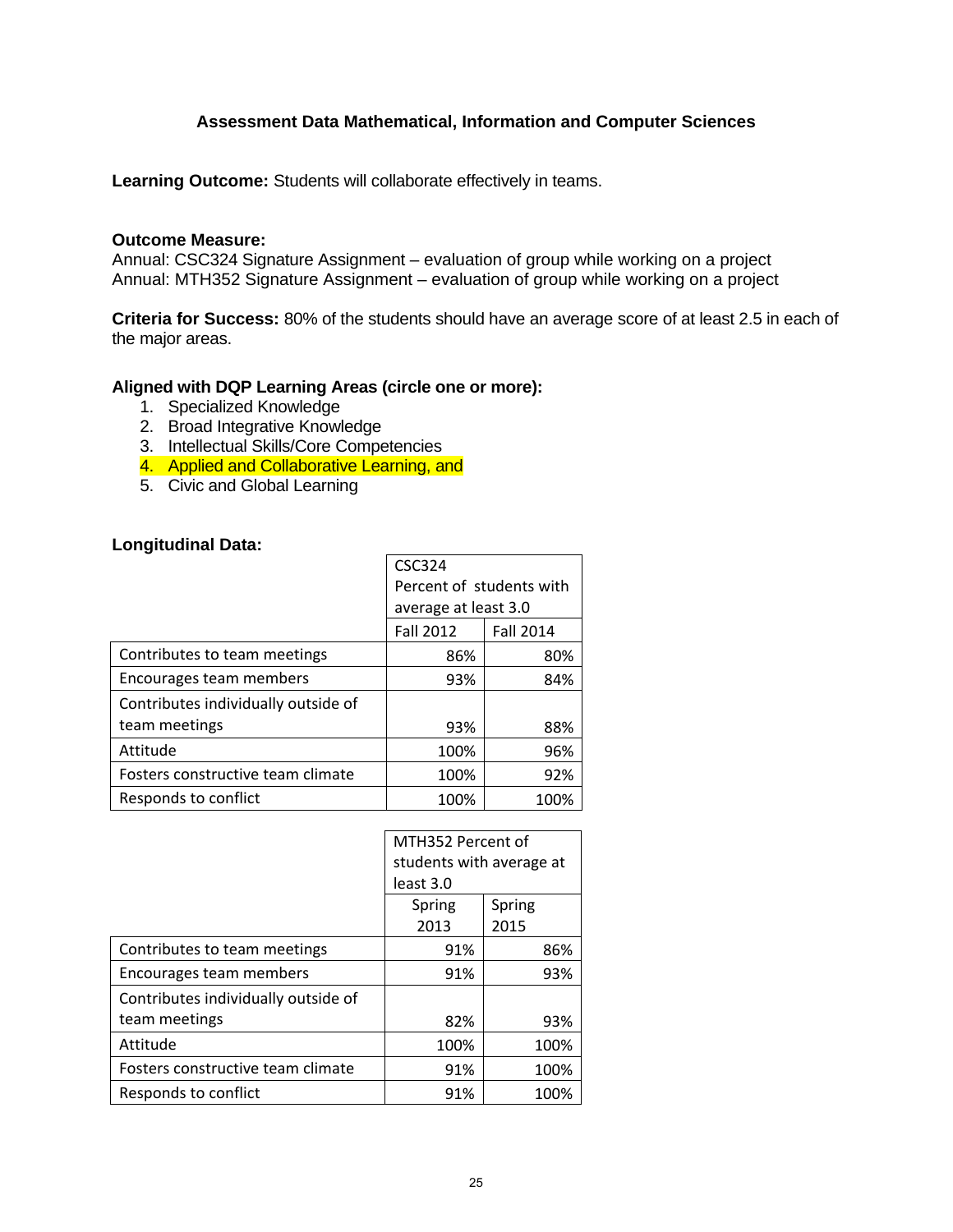### Assessment Data Mathematical, Information and Computer Sciences

**Learning Outcome:** Students will collaborate effectively in teams.

**Outcome Measure:**
Annual: CSC324 Signature Assignment – evaluation of group while working on a project
Annual: MTH352 Signature Assignment – evaluation of group while working on a project

**Criteria for Success:** 80% of the students should have an average score of at least 2.5 in each of the major areas.

**Aligned with DQP Learning Areas (circle one or more):**

1. Specialized Knowledge
2. Broad Integrative Knowledge
3. Intellectual Skills/Core Competencies
4. Applied and Collaborative Learning, and
5. Civic and Global Learning

**Longitudinal Data:**

| | CSC324 Percent of students with average at least 3.0 | |
|---|---|---|
| | Fall 2012 | Fall 2014 |
| Contributes to team meetings | 86% | 80% |
| Encourages team members | 93% | 84% |
| Contributes individually outside of team meetings | 93% | 88% |
| Attitude | 100% | 96% |
| Fosters constructive team climate | 100% | 92% |
| Responds to conflict | 100% | 100% |

| | MTH352 Percent of students with average at least 3.0 | |
|---|---|---|
| | Spring 2013 | Spring 2015 |
| Contributes to team meetings | 91% | 86% |
| Encourages team members | 91% | 93% |
| Contributes individually outside of team meetings | 82% | 93% |
| Attitude | 100% | 100% |
| Fosters constructive team climate | 91% | 100% |
| Responds to conflict | 91% | 100% |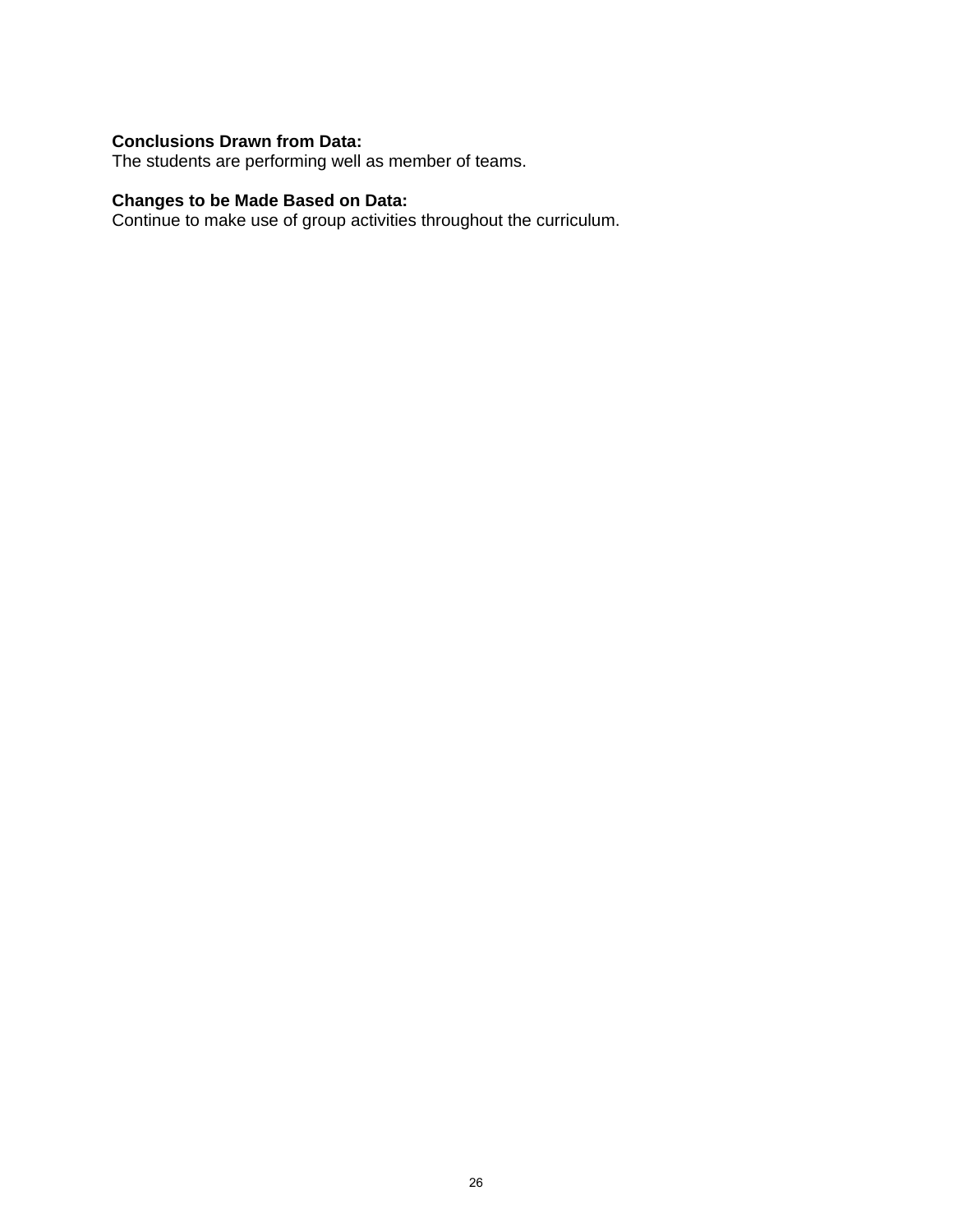**Conclusions Drawn from Data:**
The students are performing well as member of teams.

**Changes to be Made Based on Data:**
Continue to make use of group activities throughout the curriculum.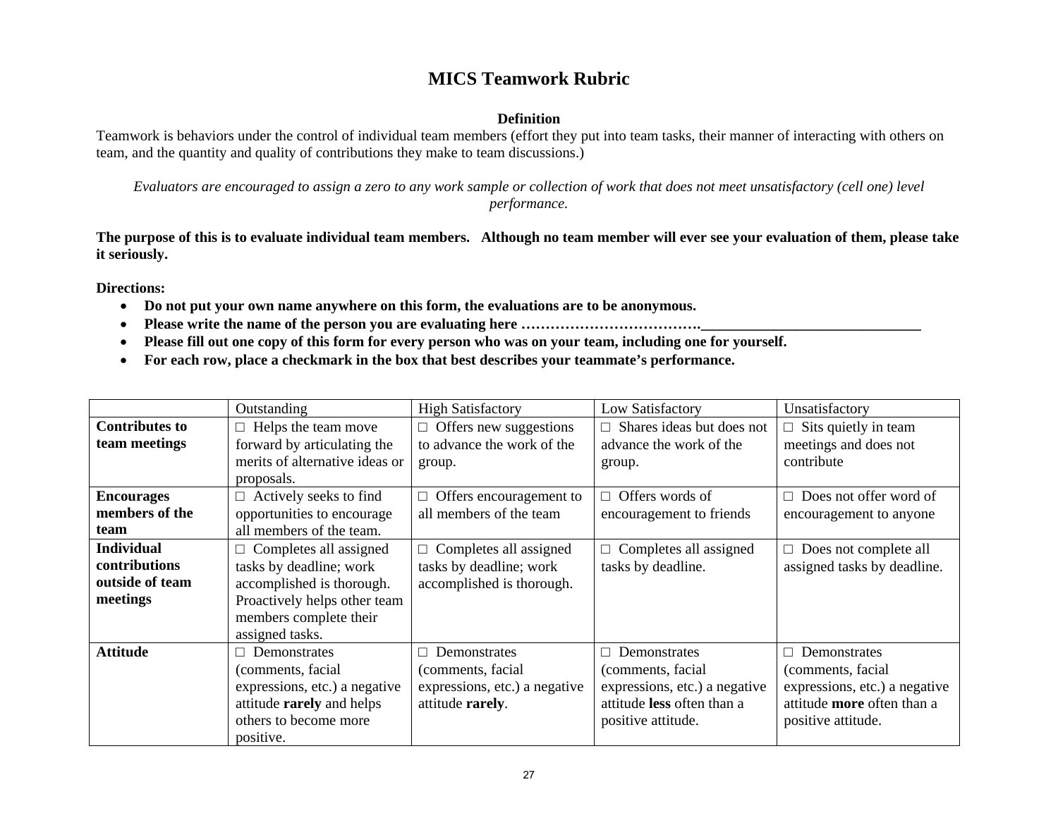# MICS Teamwork Rubric

**Definition**

Teamwork is behaviors under the control of individual team members (effort they put into team tasks, their manner of interacting with others on team, and the quantity and quality of contributions they make to team discussions.)

*Evaluators are encouraged to assign a zero to any work sample or collection of work that does not meet unsatisfactory (cell one) level performance.*

**The purpose of this is to evaluate individual team members. Although no team member will ever see your evaluation of them, please take it seriously.**

**Directions:**

- **Do not put your own name anywhere on this form, the evaluations are to be anonymous.**
- **Please write the name of the person you are evaluating here ………………………………______________________________**
- **Please fill out one copy of this form for every person who was on your team, including one for yourself.**
- **For each row, place a checkmark in the box that best describes your teammate's performance.**

| | Outstanding | High Satisfactory | Low Satisfactory | Unsatisfactory |
|---|---|---|---|---|
| **Contributes to team meetings** | □ Helps the team move forward by articulating the merits of alternative ideas or proposals. | □ Offers new suggestions to advance the work of the group. | □ Shares ideas but does not advance the work of the group. | □ Sits quietly in team meetings and does not contribute |
| **Encourages members of the team** | □ Actively seeks to find opportunities to encourage all members of the team. | □ Offers encouragement to all members of the team | □ Offers words of encouragement to friends | □ Does not offer word of encouragement to anyone |
| **Individual contributions outside of team meetings** | □ Completes all assigned tasks by deadline; work accomplished is thorough. Proactively helps other team members complete their assigned tasks. | □ Completes all assigned tasks by deadline; work accomplished is thorough. | □ Completes all assigned tasks by deadline. | □ Does not complete all assigned tasks by deadline. |
| **Attitude** | □ Demonstrates (comments, facial expressions, etc.) a negative attitude **rarely** and helps others to become more positive. | □ Demonstrates (comments, facial expressions, etc.) a negative attitude **rarely**. | □ Demonstrates (comments, facial expressions, etc.) a negative attitude **less** often than a positive attitude. | □ Demonstrates (comments, facial expressions, etc.) a negative attitude **more** often than a positive attitude. |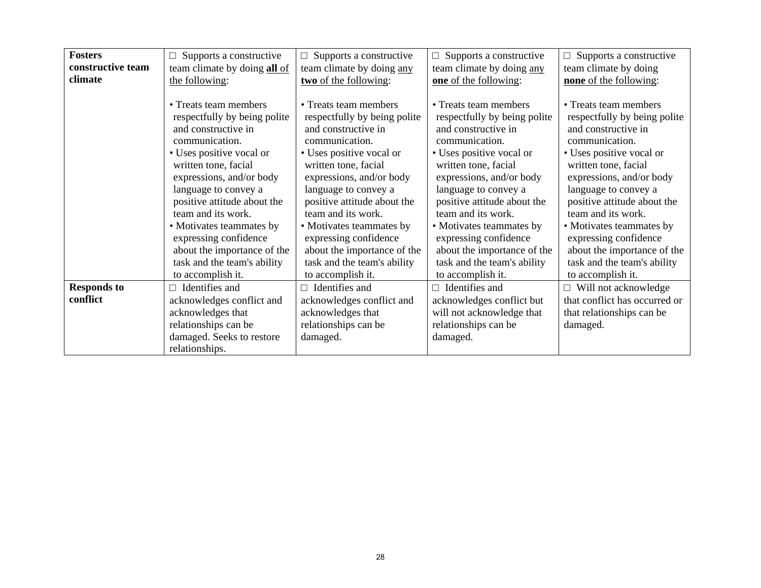| **Fosters constructive team climate** | □ Supports a constructive team climate by doing **all** of the following:<br><br>• Treats team members respectfully by being polite and constructive in communication.<br>• Uses positive vocal or written tone, facial expressions, and/or body language to convey a positive attitude about the team and its work.<br>• Motivates teammates by expressing confidence about the importance of the task and the team's ability to accomplish it. | □ Supports a constructive team climate by doing any **two** of the following:<br><br>• Treats team members respectfully by being polite and constructive in communication.<br>• Uses positive vocal or written tone, facial expressions, and/or body language to convey a positive attitude about the team and its work.<br>• Motivates teammates by expressing confidence about the importance of the task and the team's ability to accomplish it. | □ Supports a constructive team climate by doing any **one** of the following:<br><br>• Treats team members respectfully by being polite and constructive in communication.<br>• Uses positive vocal or written tone, facial expressions, and/or body language to convey a positive attitude about the team and its work.<br>• Motivates teammates by expressing confidence about the importance of the task and the team's ability to accomplish it. | □ Supports a constructive team climate by doing **none** of the following:<br><br>• Treats team members respectfully by being polite and constructive in communication.<br>• Uses positive vocal or written tone, facial expressions, and/or body language to convey a positive attitude about the team and its work.<br>• Motivates teammates by expressing confidence about the importance of the task and the team's ability to accomplish it. |
|---|---|---|---|---|
| **Responds to conflict** | □ Identifies and acknowledges conflict and acknowledges that relationships can be damaged. Seeks to restore relationships. | □ Identifies and acknowledges conflict and acknowledges that relationships can be damaged. | □ Identifies and acknowledges conflict but will not acknowledge that relationships can be damaged. | □ Will not acknowledge that conflict has occurred or that relationships can be damaged. |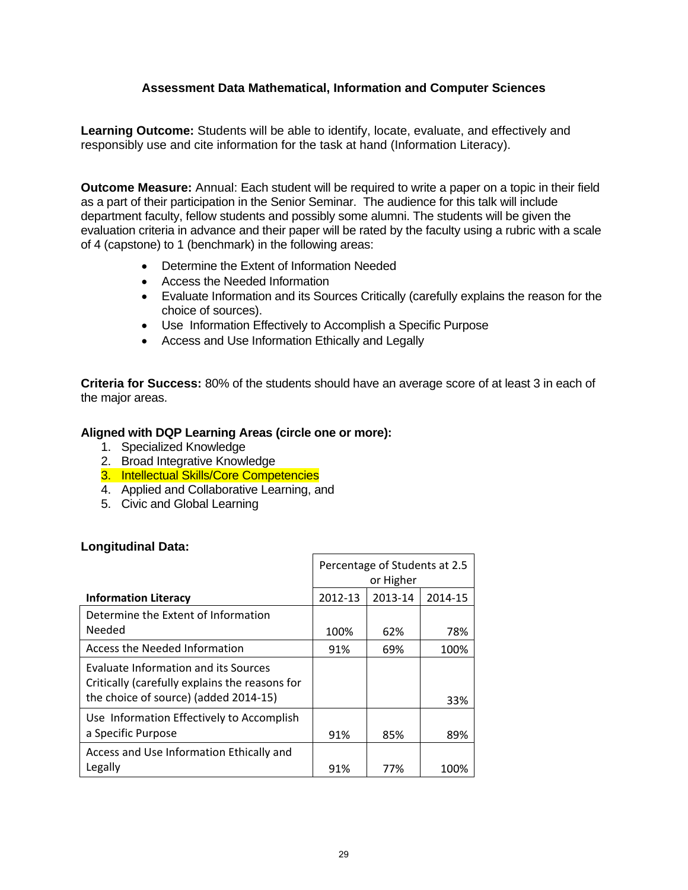## Assessment Data Mathematical, Information and Computer Sciences

**Learning Outcome:** Students will be able to identify, locate, evaluate, and effectively and responsibly use and cite information for the task at hand (Information Literacy).

**Outcome Measure:** Annual: Each student will be required to write a paper on a topic in their field as a part of their participation in the Senior Seminar. The audience for this talk will include department faculty, fellow students and possibly some alumni. The students will be given the evaluation criteria in advance and their paper will be rated by the faculty using a rubric with a scale of 4 (capstone) to 1 (benchmark) in the following areas:

- Determine the Extent of Information Needed
- Access the Needed Information
- Evaluate Information and its Sources Critically (carefully explains the reason for the choice of sources).
- Use Information Effectively to Accomplish a Specific Purpose
- Access and Use Information Ethically and Legally

**Criteria for Success:** 80% of the students should have an average score of at least 3 in each of the major areas.

**Aligned with DQP Learning Areas (circle one or more):**

1. Specialized Knowledge
2. Broad Integrative Knowledge
3. Intellectual Skills/Core Competencies
4. Applied and Collaborative Learning, and
5. Civic and Global Learning

**Longitudinal Data:**

| | Percentage of Students at 2.5 or Higher | | |
|---|---|---|---|
| **Information Literacy** | 2012-13 | 2013-14 | 2014-15 |
| Determine the Extent of Information Needed | 100% | 62% | 78% |
| Access the Needed Information | 91% | 69% | 100% |
| Evaluate Information and its Sources Critically (carefully explains the reasons for the choice of source) (added 2014-15) | | | 33% |
| Use Information Effectively to Accomplish a Specific Purpose | 91% | 85% | 89% |
| Access and Use Information Ethically and Legally | 91% | 77% | 100% |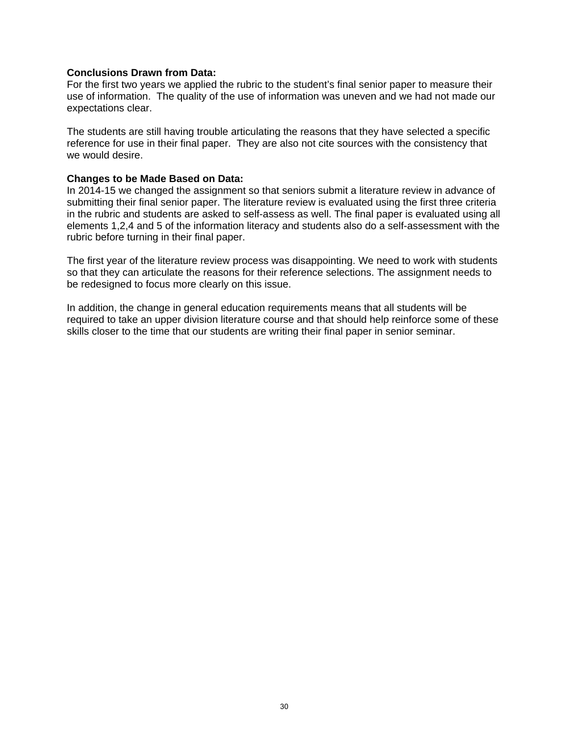**Conclusions Drawn from Data:**
For the first two years we applied the rubric to the student's final senior paper to measure their use of information. The quality of the use of information was uneven and we had not made our expectations clear.

The students are still having trouble articulating the reasons that they have selected a specific reference for use in their final paper. They are also not cite sources with the consistency that we would desire.

**Changes to be Made Based on Data:**
In 2014-15 we changed the assignment so that seniors submit a literature review in advance of submitting their final senior paper. The literature review is evaluated using the first three criteria in the rubric and students are asked to self-assess as well. The final paper is evaluated using all elements 1,2,4 and 5 of the information literacy and students also do a self-assessment with the rubric before turning in their final paper.

The first year of the literature review process was disappointing. We need to work with students so that they can articulate the reasons for their reference selections. The assignment needs to be redesigned to focus more clearly on this issue.

In addition, the change in general education requirements means that all students will be required to take an upper division literature course and that should help reinforce some of these skills closer to the time that our students are writing their final paper in senior seminar.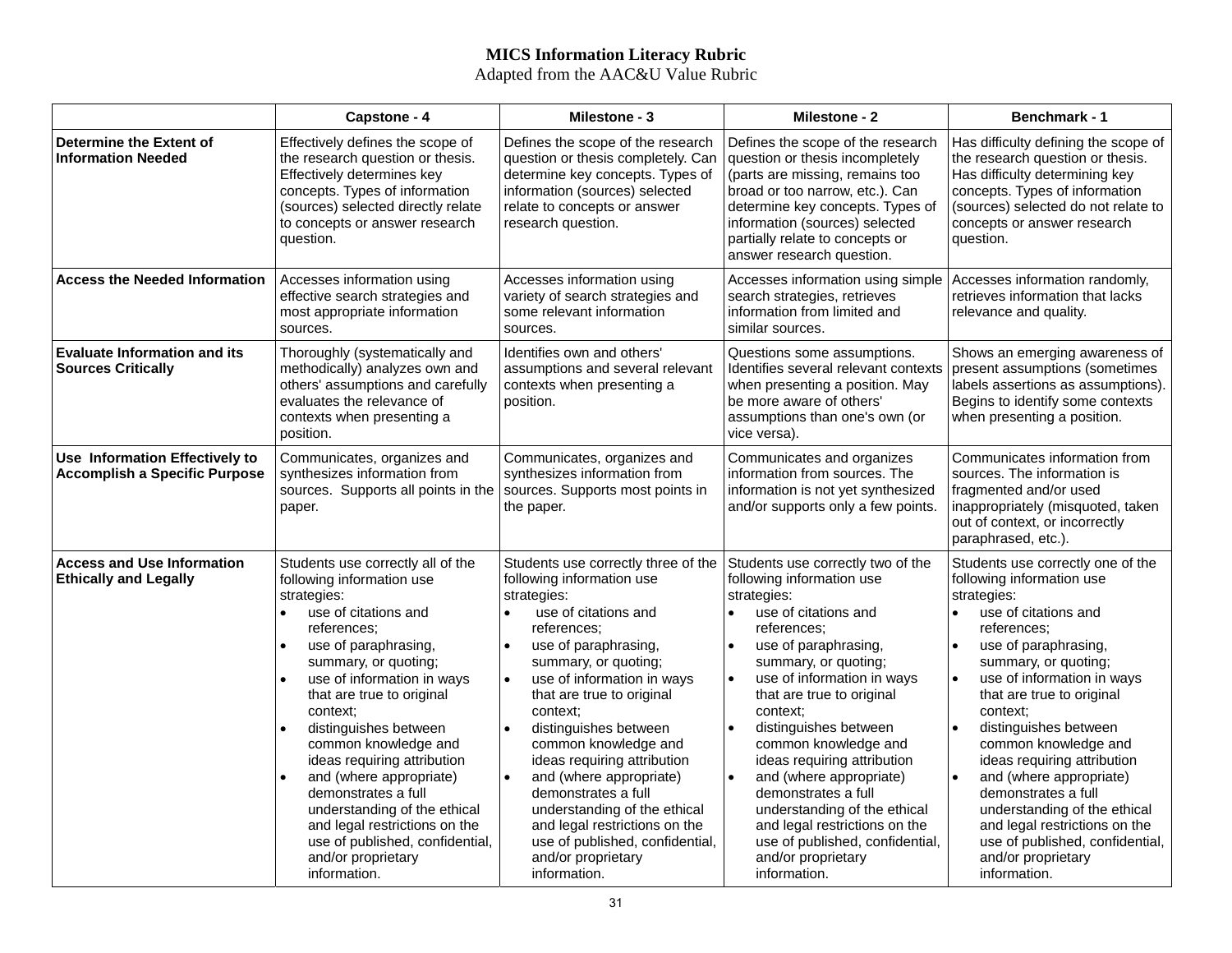# MICS Information Literacy Rubric

Adapted from the AAC&U Value Rubric

| | Capstone - 4 | Milestone - 3 | Milestone - 2 | Benchmark - 1 |
|---|---|---|---|---|
| **Determine the Extent of Information Needed** | Effectively defines the scope of the research question or thesis. Effectively determines key concepts. Types of information (sources) selected directly relate to concepts or answer research question. | Defines the scope of the research question or thesis completely. Can determine key concepts. Types of information (sources) selected relate to concepts or answer research question. | Defines the scope of the research question or thesis incompletely (parts are missing, remains too broad or too narrow, etc.). Can determine key concepts. Types of information (sources) selected partially relate to concepts or answer research question. | Has difficulty defining the scope of the research question or thesis. Has difficulty determining key concepts. Types of information (sources) selected do not relate to concepts or answer research question. |
| **Access the Needed Information** | Accesses information using effective search strategies and most appropriate information sources. | Accesses information using variety of search strategies and some relevant information sources. | Accesses information using simple search strategies, retrieves information from limited and similar sources. | Accesses information randomly, retrieves information that lacks relevance and quality. |
| **Evaluate Information and its Sources Critically** | Thoroughly (systematically and methodically) analyzes own and others' assumptions and carefully evaluates the relevance of contexts when presenting a position. | Identifies own and others' assumptions and several relevant contexts when presenting a position. | Questions some assumptions. Identifies several relevant contexts when presenting a position. May be more aware of others' assumptions than one's own (or vice versa). | Shows an emerging awareness of present assumptions (sometimes labels assertions as assumptions). Begins to identify some contexts when presenting a position. |
| **Use Information Effectively to Accomplish a Specific Purpose** | Communicates, organizes and synthesizes information from sources. Supports all points in the paper. | Communicates, organizes and synthesizes information from sources. Supports most points in the paper. | Communicates and organizes information from sources. The information is not yet synthesized and/or supports only a few points. | Communicates information from sources. The information is fragmented and/or used inappropriately (misquoted, taken out of context, or incorrectly paraphrased, etc.). |
| **Access and Use Information Ethically and Legally** | Students use correctly all of the following information use strategies:<br>• use of citations and references;<br>• use of paraphrasing, summary, or quoting;<br>• use of information in ways that are true to original context;<br>• distinguishes between common knowledge and ideas requiring attribution<br>• and (where appropriate) demonstrates a full understanding of the ethical and legal restrictions on the use of published, confidential, and/or proprietary information. | Students use correctly three of the following information use strategies:<br>• use of citations and references;<br>• use of paraphrasing, summary, or quoting;<br>• use of information in ways that are true to original context;<br>• distinguishes between common knowledge and ideas requiring attribution<br>• and (where appropriate) demonstrates a full understanding of the ethical and legal restrictions on the use of published, confidential, and/or proprietary information. | Students use correctly two of the following information use strategies:<br>• use of citations and references;<br>• use of paraphrasing, summary, or quoting;<br>• use of information in ways that are true to original context;<br>• distinguishes between common knowledge and ideas requiring attribution<br>• and (where appropriate) demonstrates a full understanding of the ethical and legal restrictions on the use of published, confidential, and/or proprietary information. | Students use correctly one of the following information use strategies:<br>• use of citations and references;<br>• use of paraphrasing, summary, or quoting;<br>• use of information in ways that are true to original context;<br>• distinguishes between common knowledge and ideas requiring attribution<br>• and (where appropriate) demonstrates a full understanding of the ethical and legal restrictions on the use of published, confidential, and/or proprietary information. |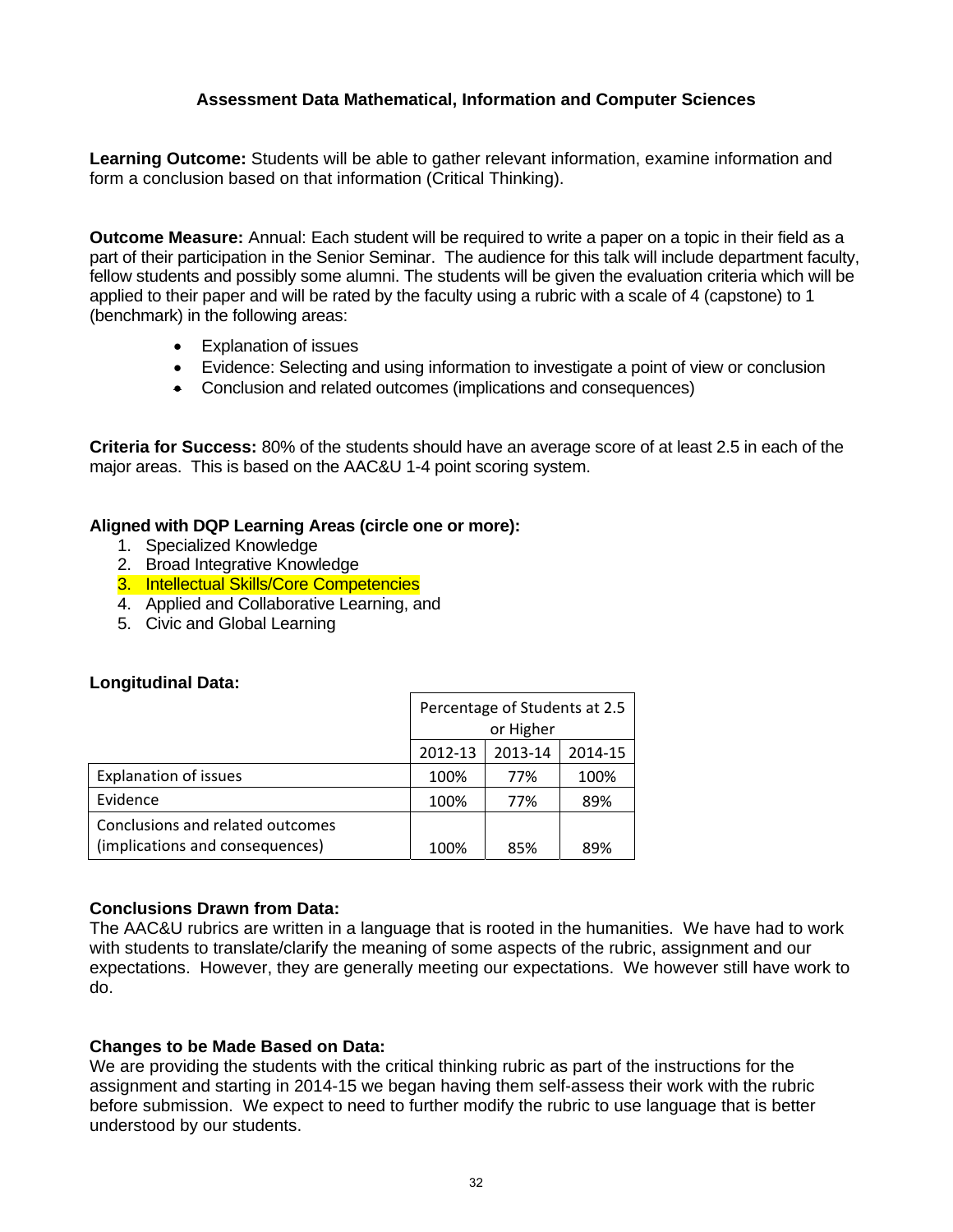# Assessment Data Mathematical, Information and Computer Sciences

**Learning Outcome:** Students will be able to gather relevant information, examine information and form a conclusion based on that information (Critical Thinking).

**Outcome Measure:** Annual: Each student will be required to write a paper on a topic in their field as a part of their participation in the Senior Seminar. The audience for this talk will include department faculty, fellow students and possibly some alumni. The students will be given the evaluation criteria which will be applied to their paper and will be rated by the faculty using a rubric with a scale of 4 (capstone) to 1 (benchmark) in the following areas:

- Explanation of issues
- Evidence: Selecting and using information to investigate a point of view or conclusion
- Conclusion and related outcomes (implications and consequences)

**Criteria for Success:** 80% of the students should have an average score of at least 2.5 in each of the major areas. This is based on the AAC&U 1-4 point scoring system.

**Aligned with DQP Learning Areas (circle one or more):**

1. Specialized Knowledge
2. Broad Integrative Knowledge
3. Intellectual Skills/Core Competencies
4. Applied and Collaborative Learning, and
5. Civic and Global Learning

**Longitudinal Data:**

| | Percentage of Students at 2.5 or Higher | | |
|---|---|---|---|
| | 2012-13 | 2013-14 | 2014-15 |
| Explanation of issues | 100% | 77% | 100% |
| Evidence | 100% | 77% | 89% |
| Conclusions and related outcomes (implications and consequences) | 100% | 85% | 89% |

**Conclusions Drawn from Data:**
The AAC&U rubrics are written in a language that is rooted in the humanities. We have had to work with students to translate/clarify the meaning of some aspects of the rubric, assignment and our expectations. However, they are generally meeting our expectations. We however still have work to do.

**Changes to be Made Based on Data:**
We are providing the students with the critical thinking rubric as part of the instructions for the assignment and starting in 2014-15 we began having them self-assess their work with the rubric before submission. We expect to need to further modify the rubric to use language that is better understood by our students.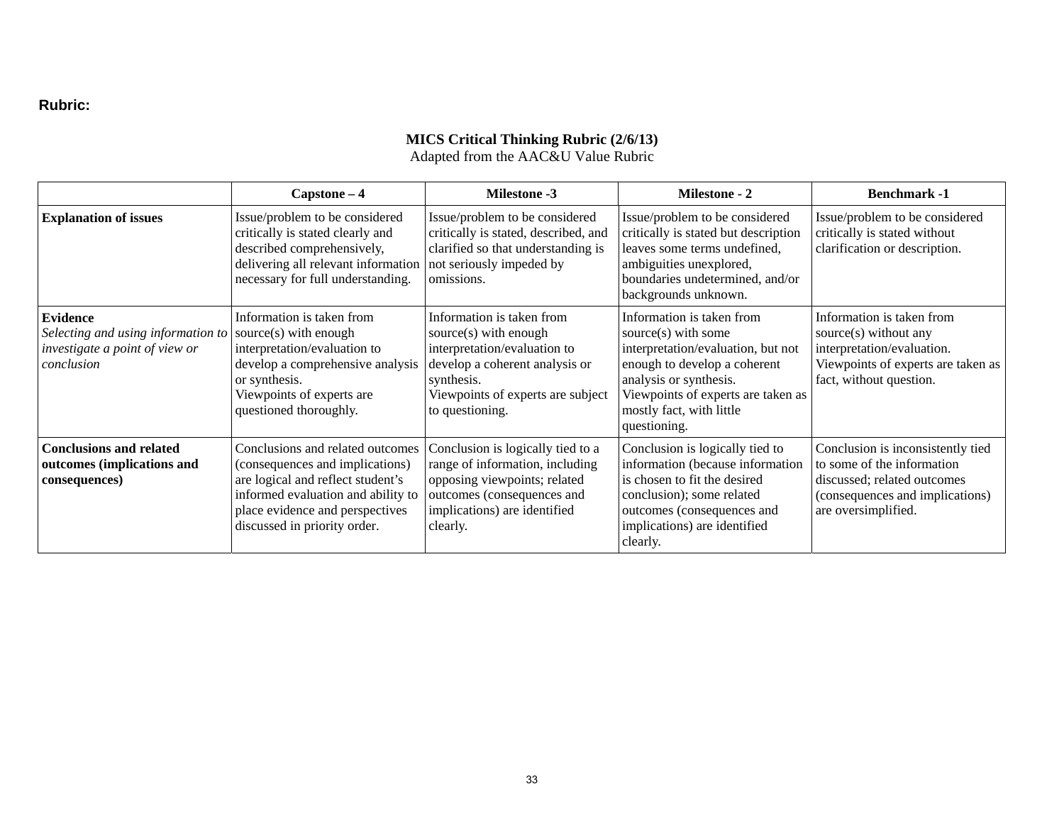**Rubric:**

**MICS Critical Thinking Rubric (2/6/13)**

Adapted from the AAC&U Value Rubric

| | Capstone – 4 | Milestone -3 | Milestone - 2 | Benchmark -1 |
|---|---|---|---|---|
| **Explanation of issues** | Issue/problem to be considered critically is stated clearly and described comprehensively, delivering all relevant information necessary for full understanding. | Issue/problem to be considered critically is stated, described, and clarified so that understanding is not seriously impeded by omissions. | Issue/problem to be considered critically is stated but description leaves some terms undefined, ambiguities unexplored, boundaries undetermined, and/or backgrounds unknown. | Issue/problem to be considered critically is stated without clarification or description. |
| **Evidence** *Selecting and using information to investigate a point of view or conclusion* | Information is taken from source(s) with enough interpretation/evaluation to develop a comprehensive analysis or synthesis. Viewpoints of experts are questioned thoroughly. | Information is taken from source(s) with enough interpretation/evaluation to develop a coherent analysis or synthesis. Viewpoints of experts are subject to questioning. | Information is taken from source(s) with some interpretation/evaluation, but not enough to develop a coherent analysis or synthesis. Viewpoints of experts are taken as mostly fact, with little questioning. | Information is taken from source(s) without any interpretation/evaluation. Viewpoints of experts are taken as fact, without question. |
| **Conclusions and related outcomes (implications and consequences)** | Conclusions and related outcomes (consequences and implications) are logical and reflect student's informed evaluation and ability to place evidence and perspectives discussed in priority order. | Conclusion is logically tied to a range of information, including opposing viewpoints; related outcomes (consequences and implications) are identified clearly. | Conclusion is logically tied to information (because information is chosen to fit the desired conclusion); some related outcomes (consequences and implications) are identified clearly. | Conclusion is inconsistently tied to some of the information discussed; related outcomes (consequences and implications) are oversimplified. |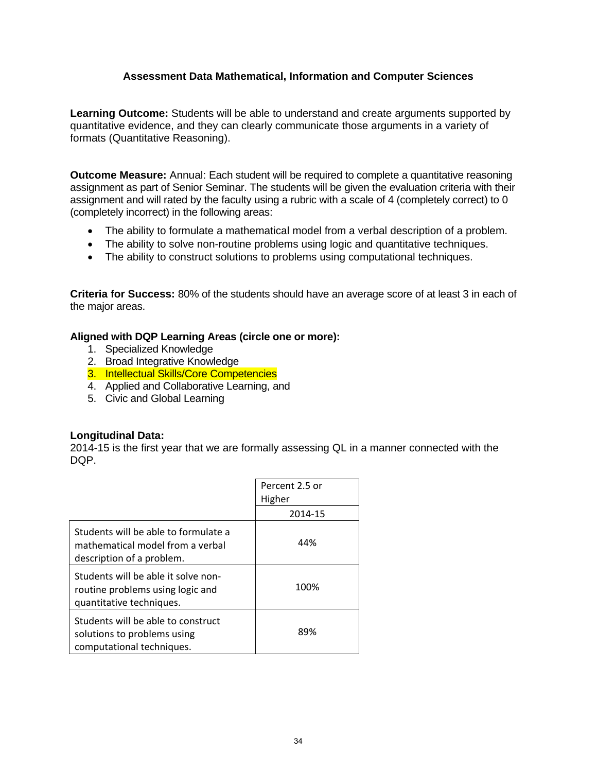### Assessment Data Mathematical, Information and Computer Sciences

**Learning Outcome:** Students will be able to understand and create arguments supported by quantitative evidence, and they can clearly communicate those arguments in a variety of formats (Quantitative Reasoning).

**Outcome Measure:** Annual: Each student will be required to complete a quantitative reasoning assignment as part of Senior Seminar. The students will be given the evaluation criteria with their assignment and will rated by the faculty using a rubric with a scale of 4 (completely correct) to 0 (completely incorrect) in the following areas:

- The ability to formulate a mathematical model from a verbal description of a problem.
- The ability to solve non-routine problems using logic and quantitative techniques.
- The ability to construct solutions to problems using computational techniques.

**Criteria for Success:** 80% of the students should have an average score of at least 3 in each of the major areas.

**Aligned with DQP Learning Areas (circle one or more):**

1. Specialized Knowledge
2. Broad Integrative Knowledge
3. Intellectual Skills/Core Competencies
4. Applied and Collaborative Learning, and
5. Civic and Global Learning

**Longitudinal Data:**
2014-15 is the first year that we are formally assessing QL in a manner connected with the DQP.

| | Percent 2.5 or Higher |
|---|---|
| | 2014-15 |
| Students will be able to formulate a mathematical model from a verbal description of a problem. | 44% |
| Students will be able it solve non-routine problems using logic and quantitative techniques. | 100% |
| Students will be able to construct solutions to problems using computational techniques. | 89% |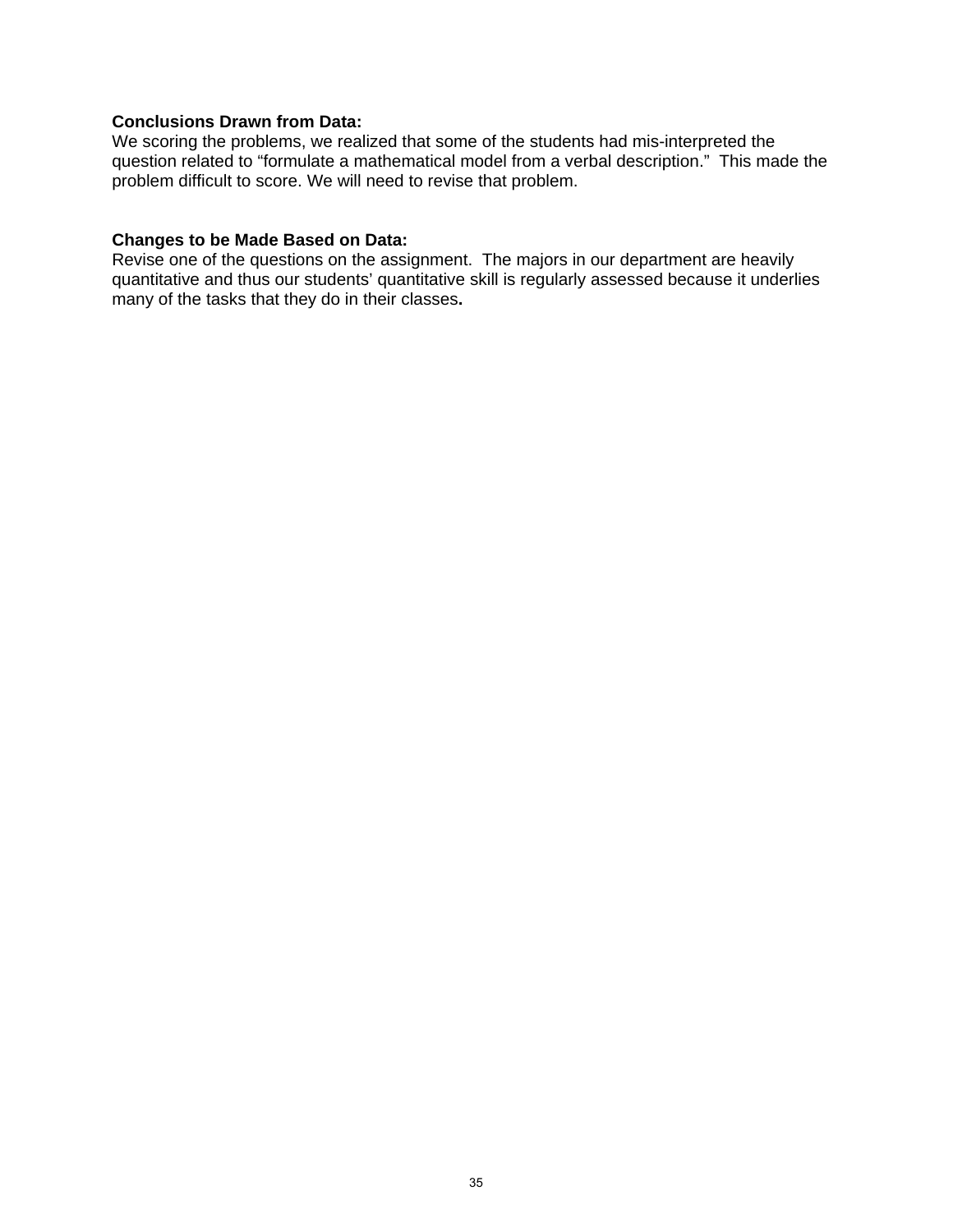**Conclusions Drawn from Data:**
We scoring the problems, we realized that some of the students had mis-interpreted the question related to “formulate a mathematical model from a verbal description.” This made the problem difficult to score. We will need to revise that problem.

**Changes to be Made Based on Data:**
Revise one of the questions on the assignment. The majors in our department are heavily quantitative and thus our students’ quantitative skill is regularly assessed because it underlies many of the tasks that they do in their classes**.**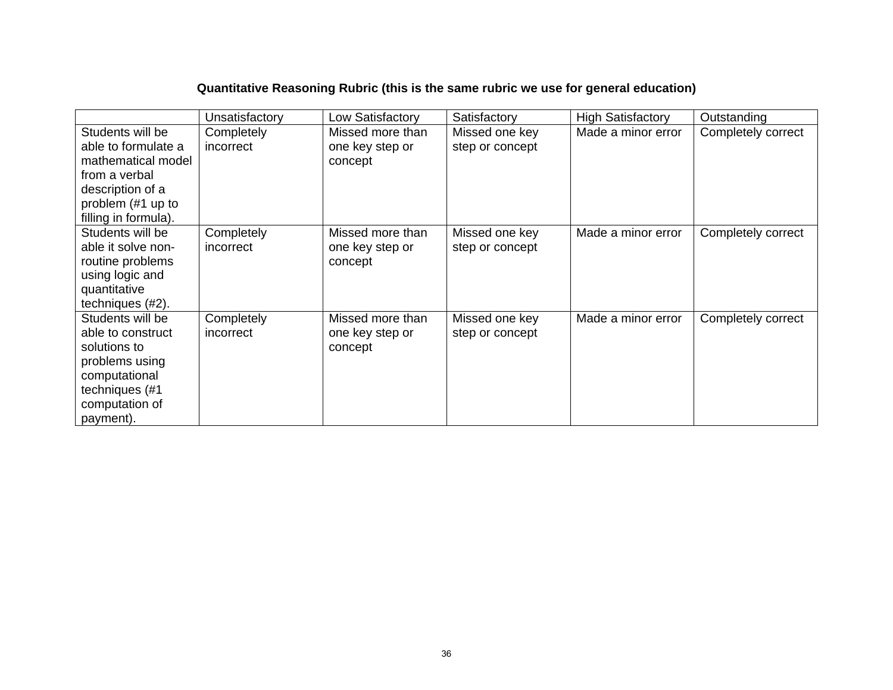**Quantitative Reasoning Rubric (this is the same rubric we use for general education)**

| | Unsatisfactory | Low Satisfactory | Satisfactory | High Satisfactory | Outstanding |
|---|---|---|---|---|---|
| Students will be able to formulate a mathematical model from a verbal description of a problem (#1 up to filling in formula). | Completely incorrect | Missed more than one key step or concept | Missed one key step or concept | Made a minor error | Completely correct |
| Students will be able it solve non-routine problems using logic and quantitative techniques (#2). | Completely incorrect | Missed more than one key step or concept | Missed one key step or concept | Made a minor error | Completely correct |
| Students will be able to construct solutions to problems using computational techniques (#1 computation of payment). | Completely incorrect | Missed more than one key step or concept | Missed one key step or concept | Made a minor error | Completely correct |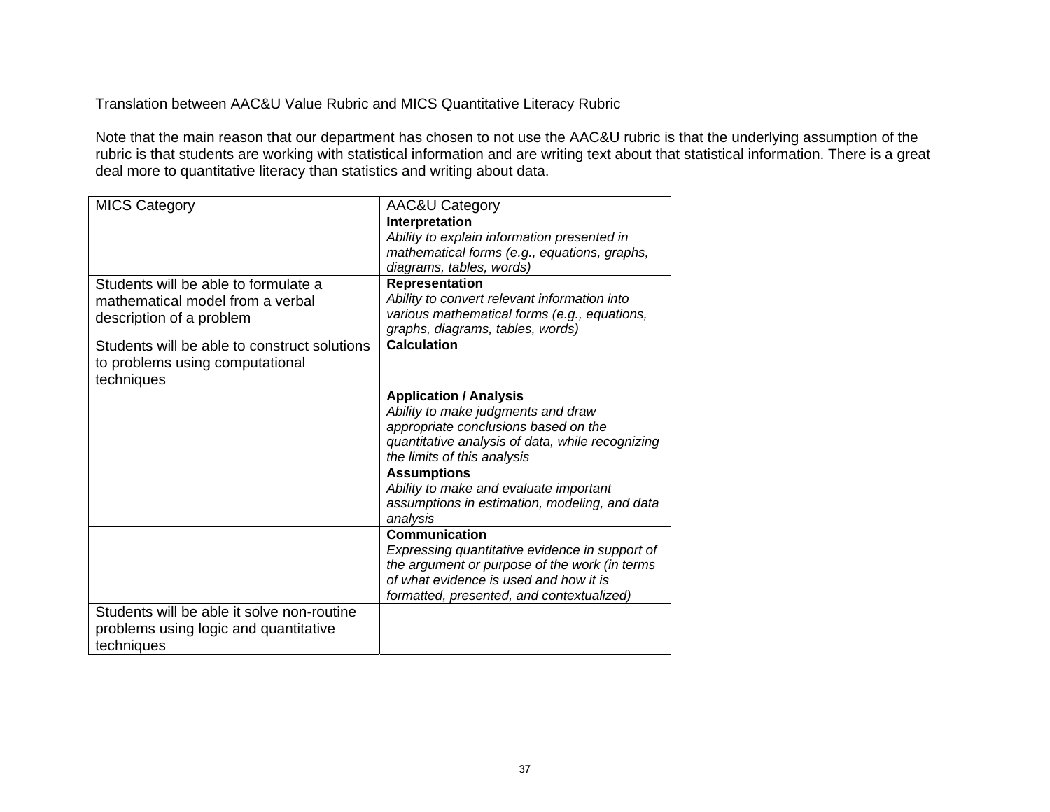Translation between AAC&U Value Rubric and MICS Quantitative Literacy Rubric

Note that the main reason that our department has chosen to not use the AAC&U rubric is that the underlying assumption of the rubric is that students are working with statistical information and are writing text about that statistical information. There is a great deal more to quantitative literacy than statistics and writing about data.

| MICS Category | AAC&U Category |
|---|---|
| | **Interpretation**<br>*Ability to explain information presented in mathematical forms (e.g., equations, graphs, diagrams, tables, words)* |
| Students will be able to formulate a mathematical model from a verbal description of a problem | **Representation**<br>*Ability to convert relevant information into various mathematical forms (e.g., equations, graphs, diagrams, tables, words)* |
| Students will be able to construct solutions to problems using computational techniques | **Calculation** |
| | **Application / Analysis**<br>*Ability to make judgments and draw appropriate conclusions based on the quantitative analysis of data, while recognizing the limits of this analysis* |
| | **Assumptions**<br>*Ability to make and evaluate important assumptions in estimation, modeling, and data analysis* |
| | **Communication**<br>*Expressing quantitative evidence in support of the argument or purpose of the work (in terms of what evidence is used and how it is formatted, presented, and contextualized)* |
| Students will be able it solve non-routine problems using logic and quantitative techniques | |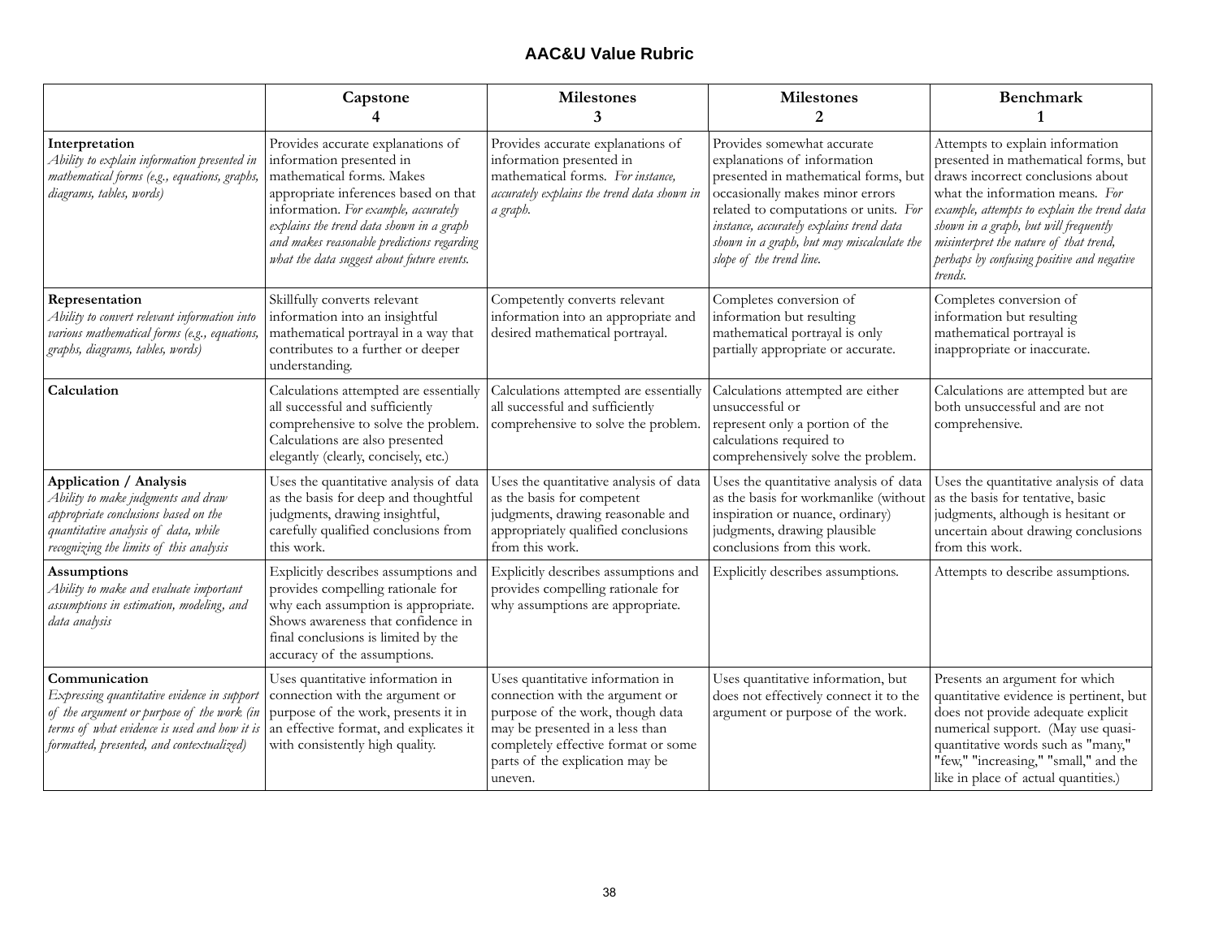## AAC&U Value Rubric

| | Capstone 4 | Milestones 3 | Milestones 2 | Benchmark 1 |
|---|---|---|---|---|
| **Interpretation** *Ability to explain information presented in mathematical forms (e.g., equations, graphs, diagrams, tables, words)* | Provides accurate explanations of information presented in mathematical forms. Makes appropriate inferences based on that information. *For example, accurately explains the trend data shown in a graph and makes reasonable predictions regarding what the data suggest about future events.* | Provides accurate explanations of information presented in mathematical forms. *For instance, accurately explains the trend data shown in a graph.* | Provides somewhat accurate explanations of information presented in mathematical forms, but occasionally makes minor errors related to computations or units. *For instance, accurately explains trend data shown in a graph, but may miscalculate the slope of the trend line.* | Attempts to explain information presented in mathematical forms, but draws incorrect conclusions about what the information means. *For example, attempts to explain the trend data shown in a graph, but will frequently misinterpret the nature of that trend, perhaps by confusing positive and negative trends.* |
| **Representation** *Ability to convert relevant information into various mathematical forms (e.g., equations, graphs, diagrams, tables, words)* | Skillfully converts relevant information into an insightful mathematical portrayal in a way that contributes to a further or deeper understanding. | Competently converts relevant information into an appropriate and desired mathematical portrayal. | Completes conversion of information but resulting mathematical portrayal is only partially appropriate or accurate. | Completes conversion of information but resulting mathematical portrayal is inappropriate or inaccurate. |
| **Calculation** | Calculations attempted are essentially all successful and sufficiently comprehensive to solve the problem. Calculations are also presented elegantly (clearly, concisely, etc.) | Calculations attempted are essentially all successful and sufficiently comprehensive to solve the problem. | Calculations attempted are either unsuccessful or represent only a portion of the calculations required to comprehensively solve the problem. | Calculations are attempted but are both unsuccessful and are not comprehensive. |
| **Application / Analysis** *Ability to make judgments and draw appropriate conclusions based on the quantitative analysis of data, while recognizing the limits of this analysis* | Uses the quantitative analysis of data as the basis for deep and thoughtful judgments, drawing insightful, carefully qualified conclusions from this work. | Uses the quantitative analysis of data as the basis for competent judgments, drawing reasonable and appropriately qualified conclusions from this work. | Uses the quantitative analysis of data as the basis for workmanlike (without inspiration or nuance, ordinary) judgments, drawing plausible conclusions from this work. | Uses the quantitative analysis of data as the basis for tentative, basic judgments, although is hesitant or uncertain about drawing conclusions from this work. |
| **Assumptions** *Ability to make and evaluate important assumptions in estimation, modeling, and data analysis* | Explicitly describes assumptions and provides compelling rationale for why each assumption is appropriate. Shows awareness that confidence in final conclusions is limited by the accuracy of the assumptions. | Explicitly describes assumptions and provides compelling rationale for why assumptions are appropriate. | Explicitly describes assumptions. | Attempts to describe assumptions. |
| **Communication** *Expressing quantitative evidence in support of the argument or purpose of the work (in terms of what evidence is used and how it is formatted, presented, and contextualized)* | Uses quantitative information in connection with the argument or purpose of the work, presents it in an effective format, and explicates it with consistently high quality. | Uses quantitative information in connection with the argument or purpose of the work, though data may be presented in a less than completely effective format or some parts of the explication may be uneven. | Uses quantitative information, but does not effectively connect it to the argument or purpose of the work. | Presents an argument for which quantitative evidence is pertinent, but does not provide adequate explicit numerical support. (May use quasi-quantitative words such as "many," "few," "increasing," "small," and the like in place of actual quantities.) |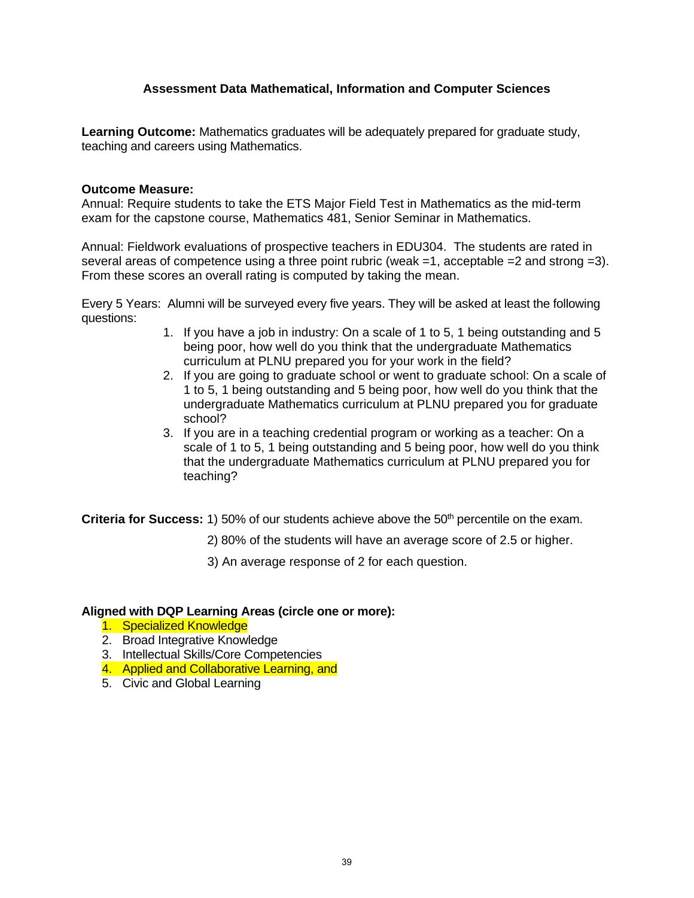## Assessment Data Mathematical, Information and Computer Sciences

**Learning Outcome:** Mathematics graduates will be adequately prepared for graduate study, teaching and careers using Mathematics.

**Outcome Measure:**
Annual: Require students to take the ETS Major Field Test in Mathematics as the mid-term exam for the capstone course, Mathematics 481, Senior Seminar in Mathematics.

Annual: Fieldwork evaluations of prospective teachers in EDU304. The students are rated in several areas of competence using a three point rubric (weak =1, acceptable =2 and strong =3). From these scores an overall rating is computed by taking the mean.

Every 5 Years: Alumni will be surveyed every five years. They will be asked at least the following questions:

1. If you have a job in industry: On a scale of 1 to 5, 1 being outstanding and 5 being poor, how well do you think that the undergraduate Mathematics curriculum at PLNU prepared you for your work in the field?
2. If you are going to graduate school or went to graduate school: On a scale of 1 to 5, 1 being outstanding and 5 being poor, how well do you think that the undergraduate Mathematics curriculum at PLNU prepared you for graduate school?
3. If you are in a teaching credential program or working as a teacher: On a scale of 1 to 5, 1 being outstanding and 5 being poor, how well do you think that the undergraduate Mathematics curriculum at PLNU prepared you for teaching?

**Criteria for Success:** 1) 50% of our students achieve above the 50th percentile on the exam.

2) 80% of the students will have an average score of 2.5 or higher.

3) An average response of 2 for each question.

**Aligned with DQP Learning Areas (circle one or more):**

1. Specialized Knowledge
2. Broad Integrative Knowledge
3. Intellectual Skills/Core Competencies
4. Applied and Collaborative Learning, and
5. Civic and Global Learning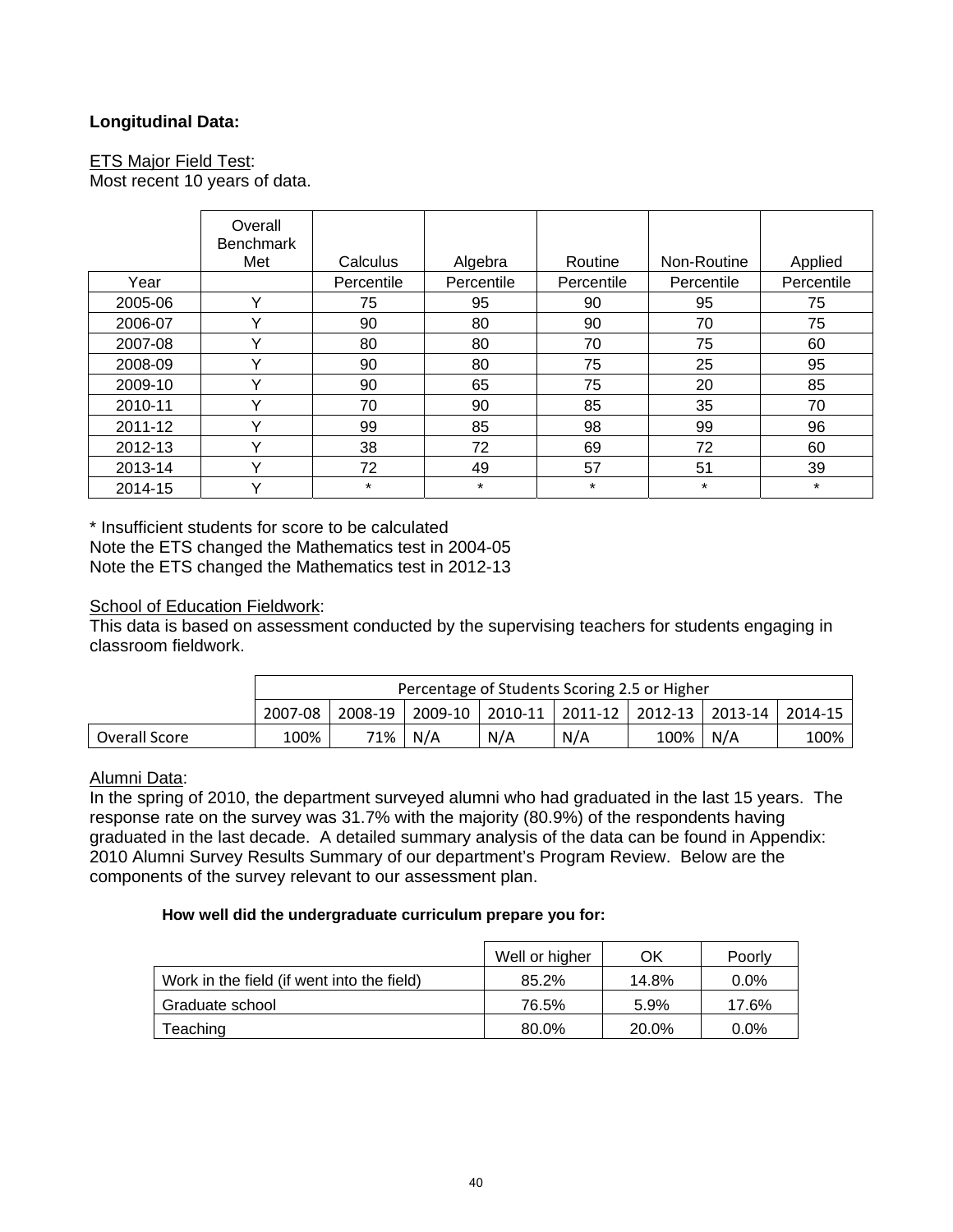**Longitudinal Data:**

ETS Major Field Test:
Most recent 10 years of data.

| | Overall Benchmark Met | Calculus | Algebra | Routine | Non-Routine | Applied |
|---|---|---|---|---|---|---|
| Year | | Percentile | Percentile | Percentile | Percentile | Percentile |
| 2005-06 | Y | 75 | 95 | 90 | 95 | 75 |
| 2006-07 | Y | 90 | 80 | 90 | 70 | 75 |
| 2007-08 | Y | 80 | 80 | 70 | 75 | 60 |
| 2008-09 | Y | 90 | 80 | 75 | 25 | 95 |
| 2009-10 | Y | 90 | 65 | 75 | 20 | 85 |
| 2010-11 | Y | 70 | 90 | 85 | 35 | 70 |
| 2011-12 | Y | 99 | 85 | 98 | 99 | 96 |
| 2012-13 | Y | 38 | 72 | 69 | 72 | 60 |
| 2013-14 | Y | 72 | 49 | 57 | 51 | 39 |
| 2014-15 | Y | * | * | * | * | * |

* Insufficient students for score to be calculated
Note the ETS changed the Mathematics test in 2004-05
Note the ETS changed the Mathematics test in 2012-13

School of Education Fieldwork:
This data is based on assessment conducted by the supervising teachers for students engaging in classroom fieldwork.

| | Percentage of Students Scoring 2.5 or Higher | | | | | | | |
|---|---|---|---|---|---|---|---|---|
| | 2007-08 | 2008-19 | 2009-10 | 2010-11 | 2011-12 | 2012-13 | 2013-14 | 2014-15 |
| Overall Score | 100% | 71% | N/A | N/A | N/A | 100% | N/A | 100% |

Alumni Data:
In the spring of 2010, the department surveyed alumni who had graduated in the last 15 years. The response rate on the survey was 31.7% with the majority (80.9%) of the respondents having graduated in the last decade. A detailed summary analysis of the data can be found in Appendix: 2010 Alumni Survey Results Summary of our department's Program Review. Below are the components of the survey relevant to our assessment plan.

**How well did the undergraduate curriculum prepare you for:**

| | Well or higher | OK | Poorly |
|---|---|---|---|
| Work in the field (if went into the field) | 85.2% | 14.8% | 0.0% |
| Graduate school | 76.5% | 5.9% | 17.6% |
| Teaching | 80.0% | 20.0% | 0.0% |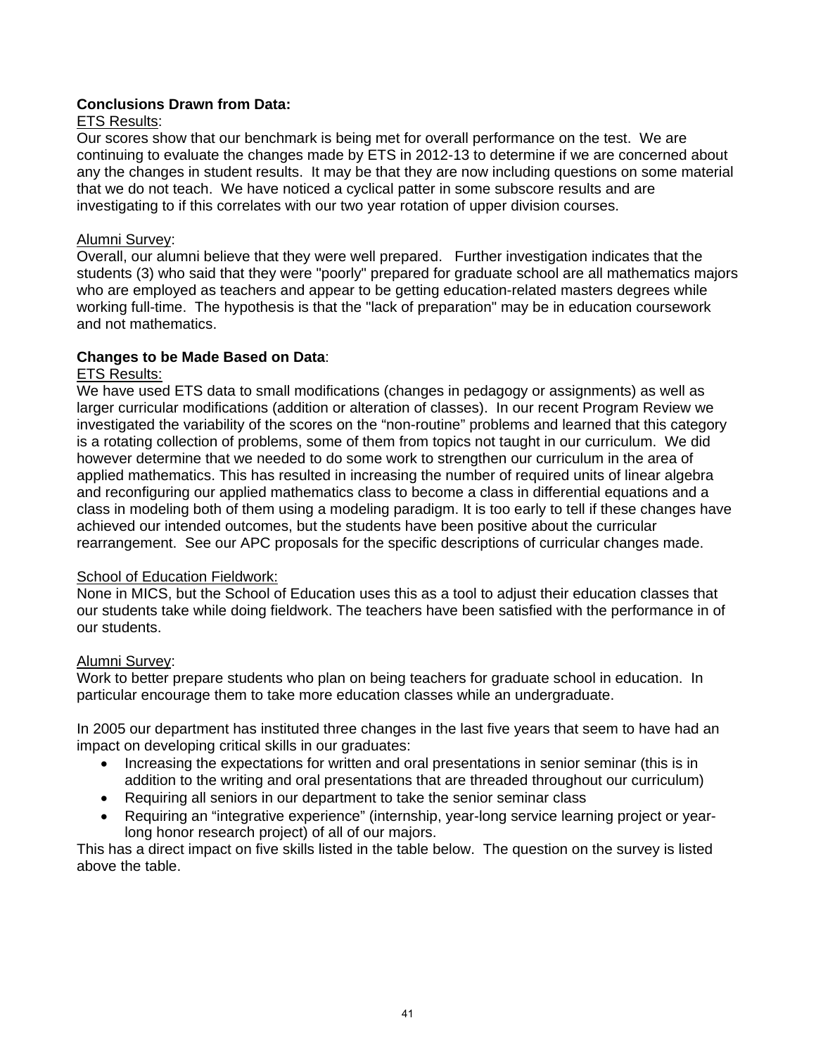**Conclusions Drawn from Data:**

ETS Results:

Our scores show that our benchmark is being met for overall performance on the test. We are continuing to evaluate the changes made by ETS in 2012-13 to determine if we are concerned about any the changes in student results. It may be that they are now including questions on some material that we do not teach. We have noticed a cyclical patter in some subscore results and are investigating to if this correlates with our two year rotation of upper division courses.

Alumni Survey:

Overall, our alumni believe that they were well prepared. Further investigation indicates that the students (3) who said that they were "poorly" prepared for graduate school are all mathematics majors who are employed as teachers and appear to be getting education-related masters degrees while working full-time. The hypothesis is that the "lack of preparation" may be in education coursework and not mathematics.

**Changes to be Made Based on Data**:

ETS Results:

We have used ETS data to small modifications (changes in pedagogy or assignments) as well as larger curricular modifications (addition or alteration of classes). In our recent Program Review we investigated the variability of the scores on the “non-routine” problems and learned that this category is a rotating collection of problems, some of them from topics not taught in our curriculum. We did however determine that we needed to do some work to strengthen our curriculum in the area of applied mathematics. This has resulted in increasing the number of required units of linear algebra and reconfiguring our applied mathematics class to become a class in differential equations and a class in modeling both of them using a modeling paradigm. It is too early to tell if these changes have achieved our intended outcomes, but the students have been positive about the curricular rearrangement. See our APC proposals for the specific descriptions of curricular changes made.

School of Education Fieldwork:

None in MICS, but the School of Education uses this as a tool to adjust their education classes that our students take while doing fieldwork. The teachers have been satisfied with the performance in of our students.

Alumni Survey:

Work to better prepare students who plan on being teachers for graduate school in education. In particular encourage them to take more education classes while an undergraduate.

In 2005 our department has instituted three changes in the last five years that seem to have had an impact on developing critical skills in our graduates:

- Increasing the expectations for written and oral presentations in senior seminar (this is in addition to the writing and oral presentations that are threaded throughout our curriculum)
- Requiring all seniors in our department to take the senior seminar class
- Requiring an “integrative experience” (internship, year-long service learning project or year-long honor research project) of all of our majors.

This has a direct impact on five skills listed in the table below. The question on the survey is listed above the table.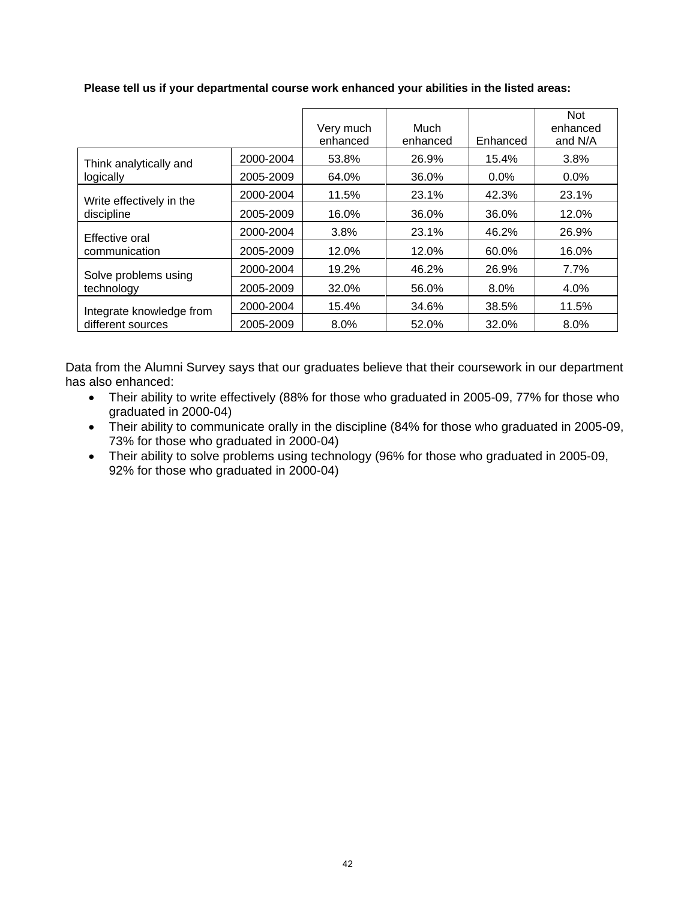**Please tell us if your departmental course work enhanced your abilities in the listed areas:**

| | | Very much enhanced | Much enhanced | Enhanced | Not enhanced and N/A |
|---|---|---|---|---|---|
| Think analytically and logically | 2000-2004 | 53.8% | 26.9% | 15.4% | 3.8% |
| | 2005-2009 | 64.0% | 36.0% | 0.0% | 0.0% |
| Write effectively in the discipline | 2000-2004 | 11.5% | 23.1% | 42.3% | 23.1% |
| | 2005-2009 | 16.0% | 36.0% | 36.0% | 12.0% |
| Effective oral communication | 2000-2004 | 3.8% | 23.1% | 46.2% | 26.9% |
| | 2005-2009 | 12.0% | 12.0% | 60.0% | 16.0% |
| Solve problems using technology | 2000-2004 | 19.2% | 46.2% | 26.9% | 7.7% |
| | 2005-2009 | 32.0% | 56.0% | 8.0% | 4.0% |
| Integrate knowledge from different sources | 2000-2004 | 15.4% | 34.6% | 38.5% | 11.5% |
| | 2005-2009 | 8.0% | 52.0% | 32.0% | 8.0% |

Data from the Alumni Survey says that our graduates believe that their coursework in our department has also enhanced:

- Their ability to write effectively (88% for those who graduated in 2005-09, 77% for those who graduated in 2000-04)
- Their ability to communicate orally in the discipline (84% for those who graduated in 2005-09, 73% for those who graduated in 2000-04)
- Their ability to solve problems using technology (96% for those who graduated in 2005-09, 92% for those who graduated in 2000-04)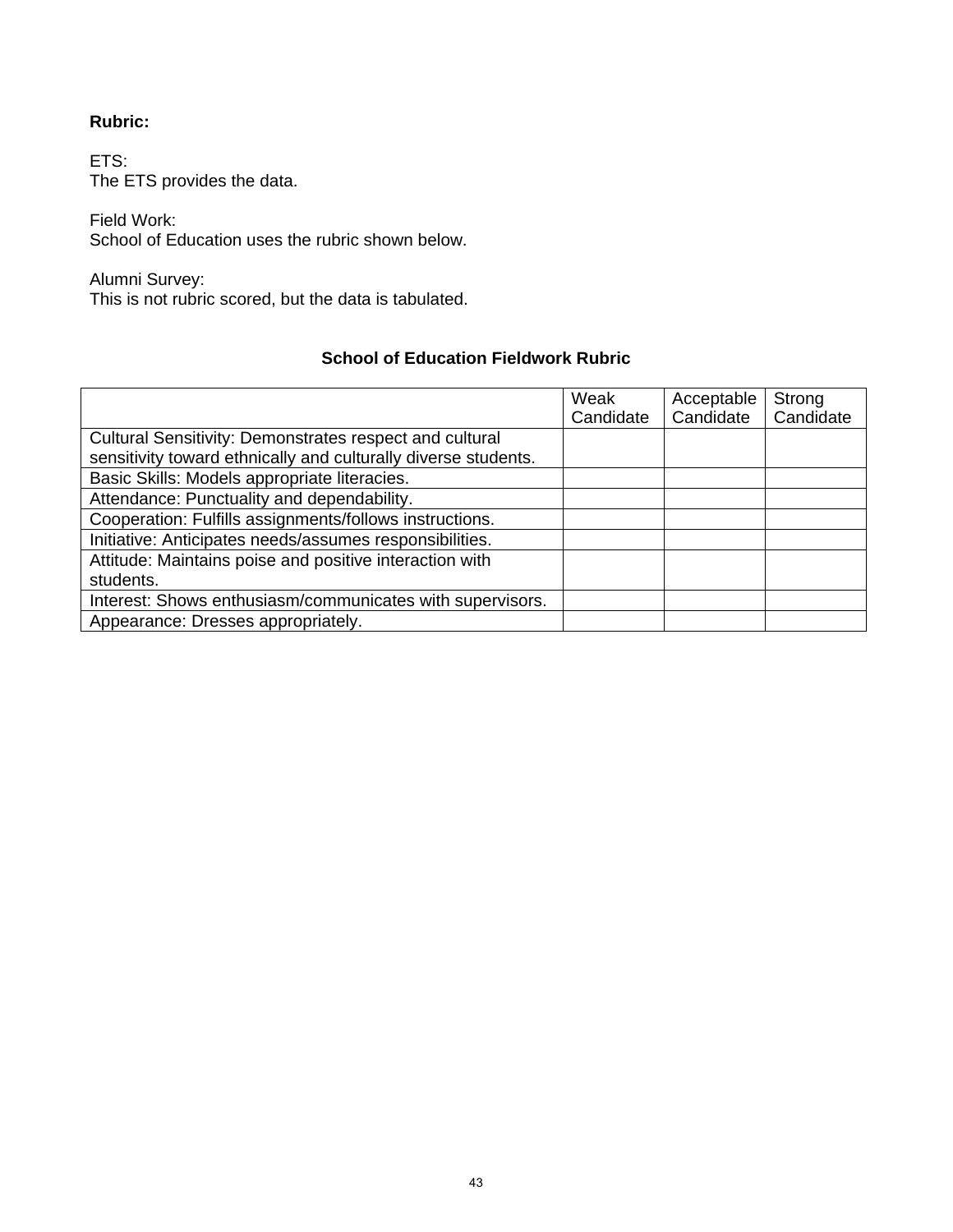**Rubric:**

ETS:
The ETS provides the data.

Field Work:
School of Education uses the rubric shown below.

Alumni Survey:
This is not rubric scored, but the data is tabulated.

**School of Education Fieldwork Rubric**

| | Weak Candidate | Acceptable Candidate | Strong Candidate |
|---|---|---|---|
| Cultural Sensitivity: Demonstrates respect and cultural sensitivity toward ethnically and culturally diverse students. | | | |
| Basic Skills: Models appropriate literacies. | | | |
| Attendance: Punctuality and dependability. | | | |
| Cooperation: Fulfills assignments/follows instructions. | | | |
| Initiative: Anticipates needs/assumes responsibilities. | | | |
| Attitude: Maintains poise and positive interaction with students. | | | |
| Interest: Shows enthusiasm/communicates with supervisors. | | | |
| Appearance: Dresses appropriately. | | | |